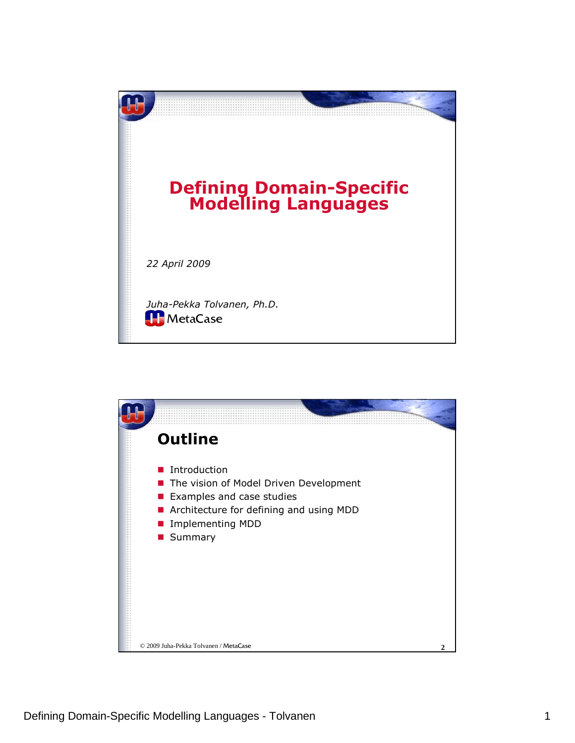# Defining Domain-Specific Modelling Languages

*22 April 2009*

*Juha-Pekka Tolvanen, Ph.D.*

MetaCase

## Outline

- Introduction
- The vision of Model Driven Development
- Examples and case studies
- Architecture for defining and using MDD
- Implementing MDD
- Summary

© 2009 Juha-Pekka Tolvanen / MetaCase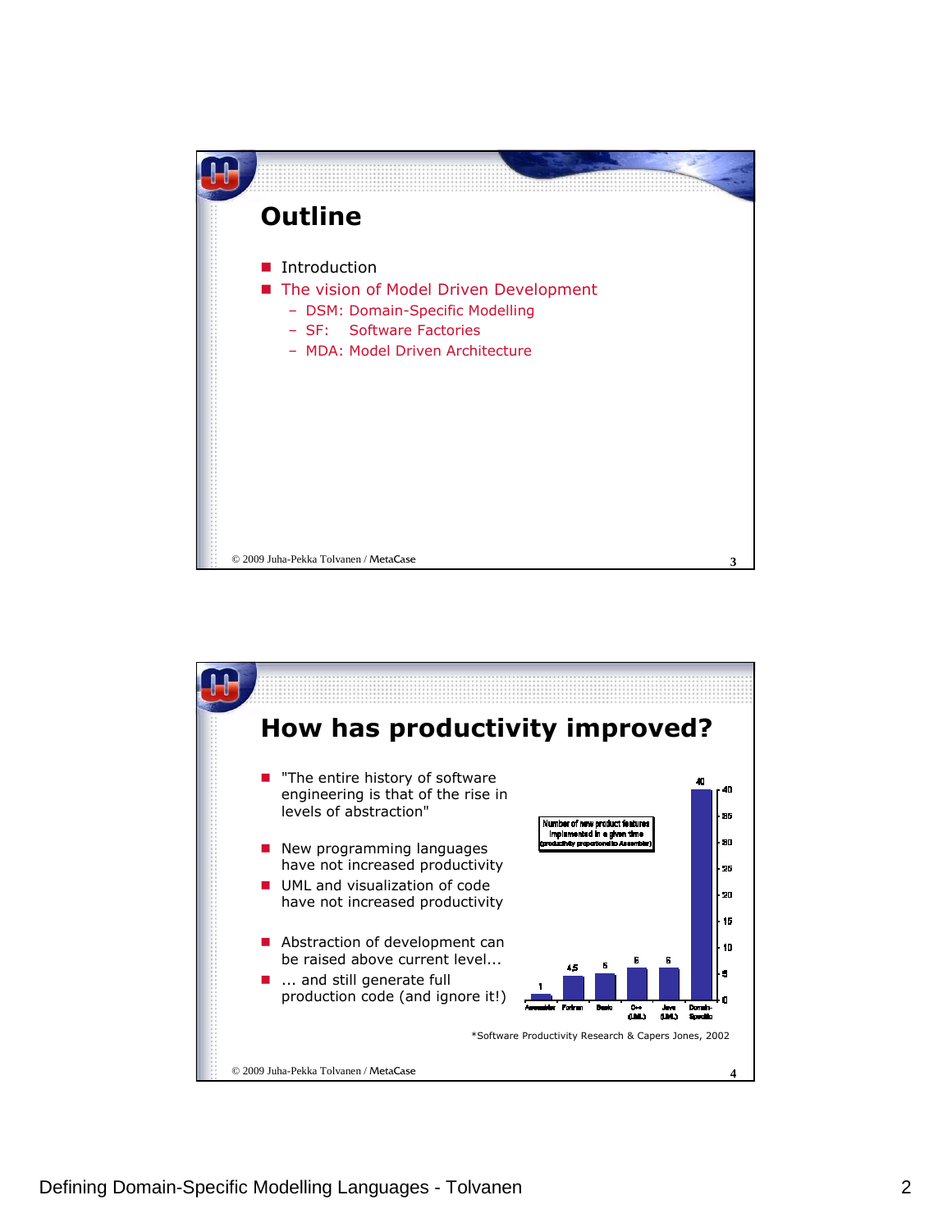## Outline

- Introduction
- The vision of Model Driven Development
  - DSM: Domain-Specific Modelling
  - SF: Software Factories
  - MDA: Model Driven Architecture

© 2009 Juha-Pekka Tolvanen / MetaCase

## How has productivity improved?

- "The entire history of software engineering is that of the rise in levels of abstraction"
- New programming languages have not increased productivity
- UML and visualization of code have not increased productivity
- Abstraction of development can be raised above current level...
- ... and still generate full production code (and ignore it!)

Number of new product features implemented in a given time (productivity proportional to Assembler)

| Language | Productivity |
|---|---|
| Assembler | 1 |
| Fortran | 4,5 |
| Basic | 5 |
| C++ (UML) | 6 |
| Java (UML) | 6 |
| Domain-Specific | 40 |

*Software Productivity Research & Capers Jones, 2002

© 2009 Juha-Pekka Tolvanen / MetaCase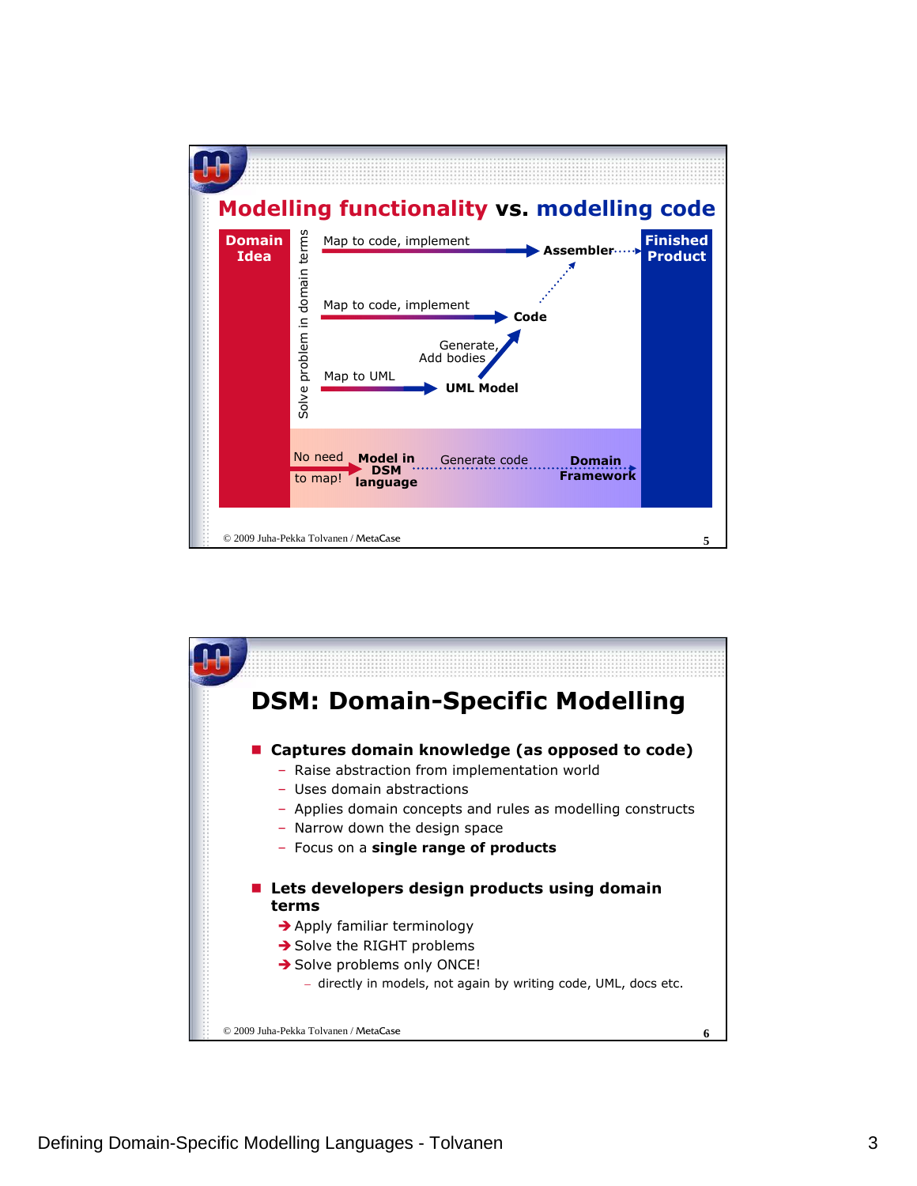## Modelling functionality vs. modelling code

Domain Idea

Solve problem in domain terms

Map to code, implement → Assembler → Finished Product

Map to code, implement → Code

Generate, Add bodies

Map to UML → UML Model

No need to map! → Model in DSM language → Generate code → Domain Framework

© 2009 Juha-Pekka Tolvanen / MetaCase

## DSM: Domain-Specific Modelling

- **Captures domain knowledge (as opposed to code)**
  - Raise abstraction from implementation world
  - Uses domain abstractions
  - Applies domain concepts and rules as modelling constructs
  - Narrow down the design space
  - Focus on a **single range of products**
- **Lets developers design products using domain terms**
  - ➔ Apply familiar terminology
  - ➔ Solve the RIGHT problems
  - ➔ Solve problems only ONCE!
    - directly in models, not again by writing code, UML, docs etc.

© 2009 Juha-Pekka Tolvanen / MetaCase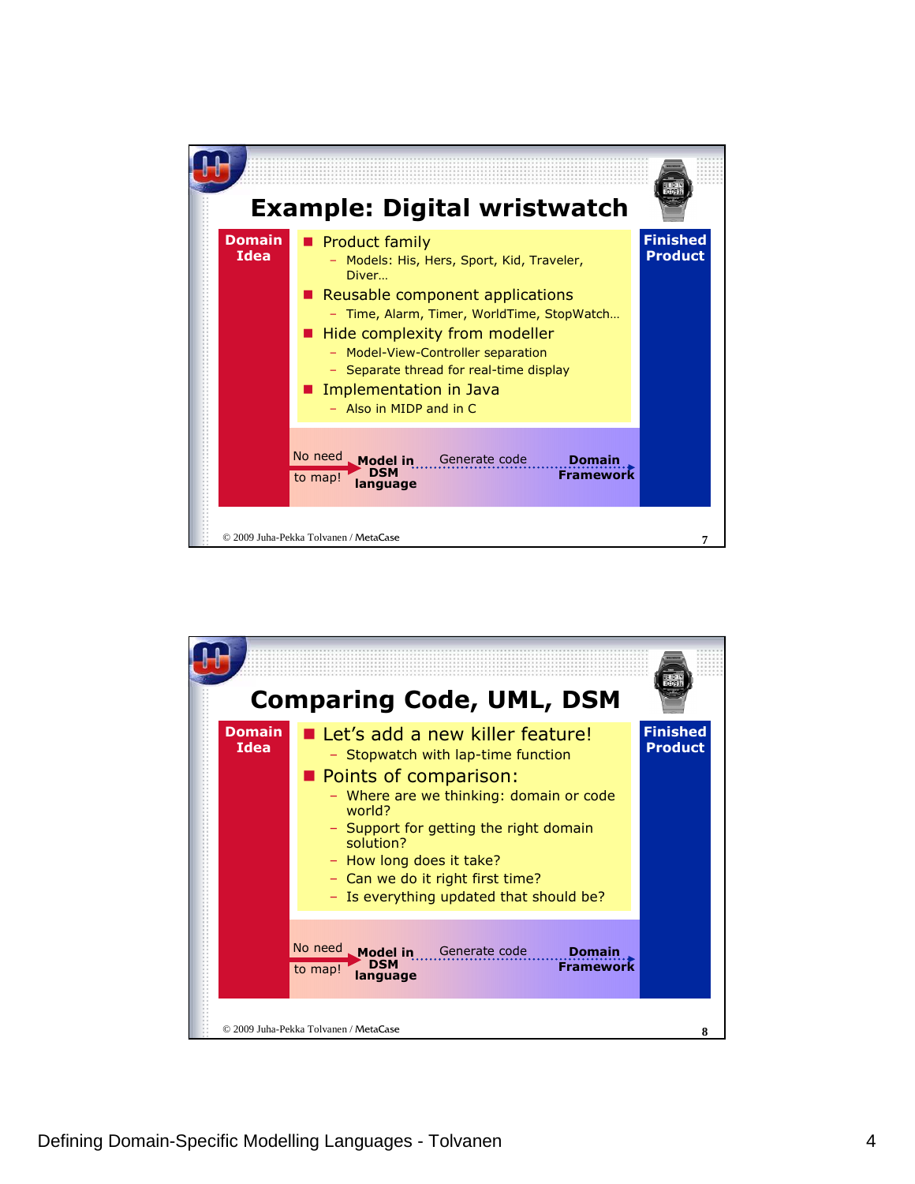## Example: Digital wristwatch

**Domain Idea**

- Product family
  - Models: His, Hers, Sport, Kid, Traveler, Diver…
- Reusable component applications
  - Time, Alarm, Timer, WorldTime, StopWatch…
- Hide complexity from modeller
  - Model-View-Controller separation
  - Separate thread for real-time display
- Implementation in Java
  - Also in MIDP and in C

No need to map! → **Model in DSM language** → Generate code → **Domain Framework**

**Finished Product**

© 2009 Juha-Pekka Tolvanen / MetaCase

## Comparing Code, UML, DSM

**Domain Idea**

- Let's add a new killer feature!
  - Stopwatch with lap-time function
- Points of comparison:
  - Where are we thinking: domain or code world?
  - Support for getting the right domain solution?
  - How long does it take?
  - Can we do it right first time?
  - Is everything updated that should be?

No need to map! → **Model in DSM language** → Generate code → **Domain Framework**

**Finished Product**

© 2009 Juha-Pekka Tolvanen / MetaCase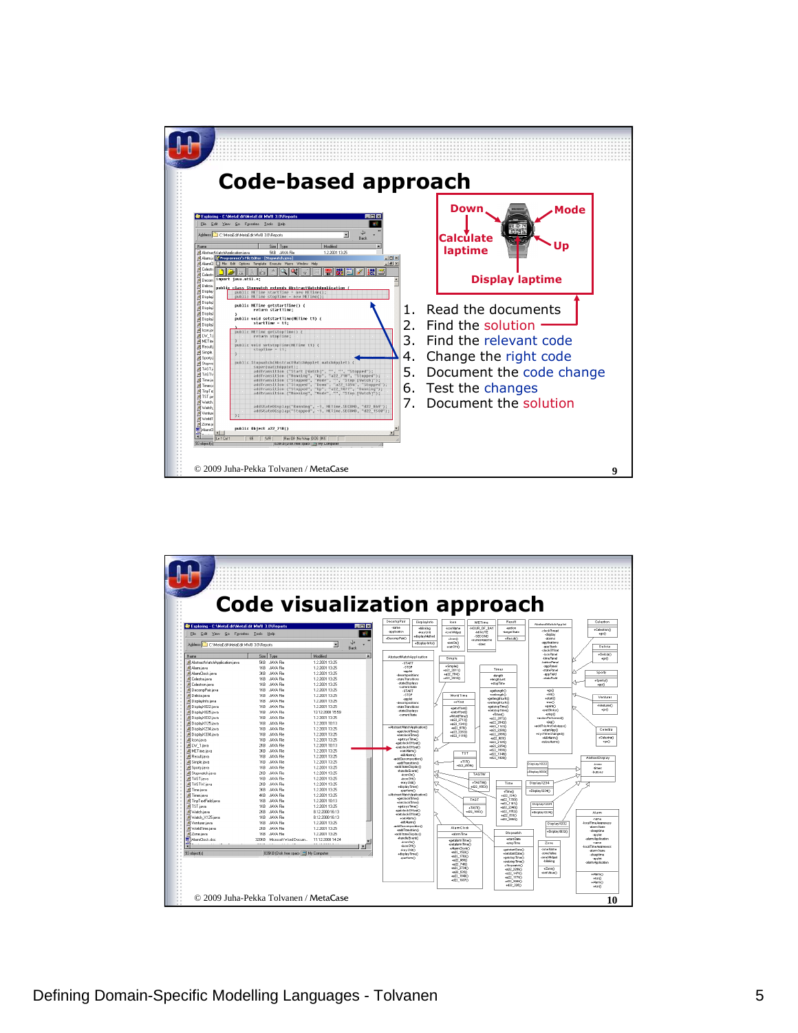## Code-based approach

Down — Mode — Calculate laptime — Up — Display laptime

1. Read the documents
2. Find the solution
3. Find the relevant code
4. Change the right code
5. Document the code change
6. Test the changes
7. Document the solution

© 2009 Juha-Pekka Tolvanen / MetaCase

## Code visualization approach

© 2009 Juha-Pekka Tolvanen / MetaCase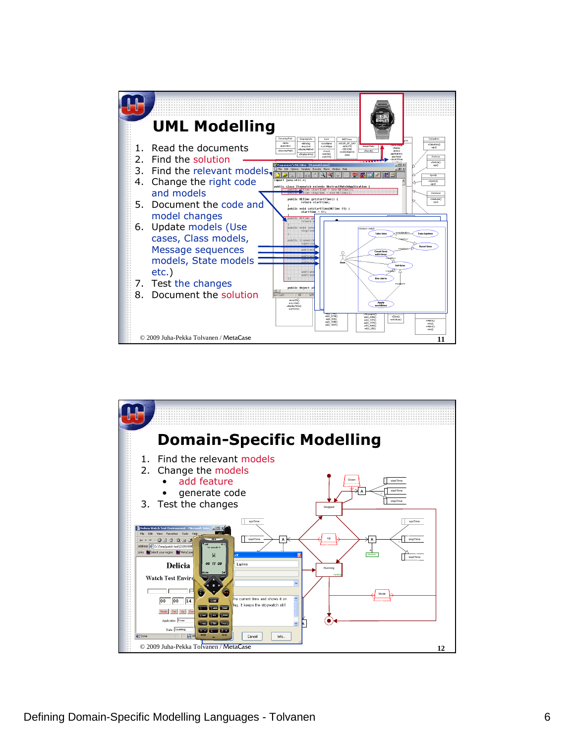## UML Modelling

1. Read the documents
2. Find the solution
3. Find the relevant models
4. Change the right code and models
5. Document the code and model changes
6. Update models (Use cases, Class models, Message sequences models, State models etc.)
7. Test the changes
8. Document the solution

© 2009 Juha-Pekka Tolvanen / MetaCase

## Domain-Specific Modelling

1. Find the relevant models
2. Change the models
   - add feature
   - generate code
3. Test the changes

© 2009 Juha-Pekka Tolvanen / MetaCase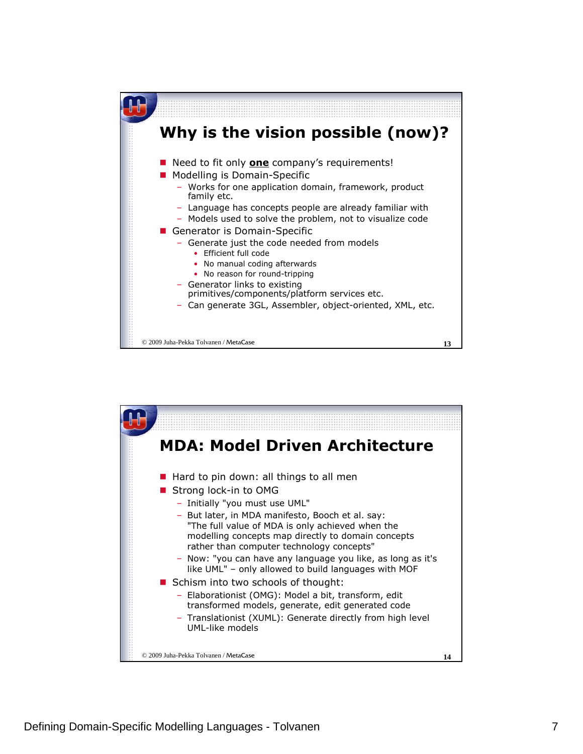## Why is the vision possible (now)?

- Need to fit only **one** company's requirements!
- Modelling is Domain-Specific
  - Works for one application domain, framework, product family etc.
  - Language has concepts people are already familiar with
  - Models used to solve the problem, not to visualize code
- Generator is Domain-Specific
  - Generate just the code needed from models
    - Efficient full code
    - No manual coding afterwards
    - No reason for round-tripping
  - Generator links to existing primitives/components/platform services etc.
  - Can generate 3GL, Assembler, object-oriented, XML, etc.

© 2009 Juha-Pekka Tolvanen / MetaCase

## MDA: Model Driven Architecture

- Hard to pin down: all things to all men
- Strong lock-in to OMG
  - Initially "you must use UML"
  - But later, in MDA manifesto, Booch et al. say: "The full value of MDA is only achieved when the modelling concepts map directly to domain concepts rather than computer technology concepts"
  - Now: "you can have any language you like, as long as it's like UML" – only allowed to build languages with MOF
- Schism into two schools of thought:
  - Elaborationist (OMG): Model a bit, transform, edit transformed models, generate, edit generated code
  - Translationist (XUML): Generate directly from high level UML-like models

© 2009 Juha-Pekka Tolvanen / MetaCase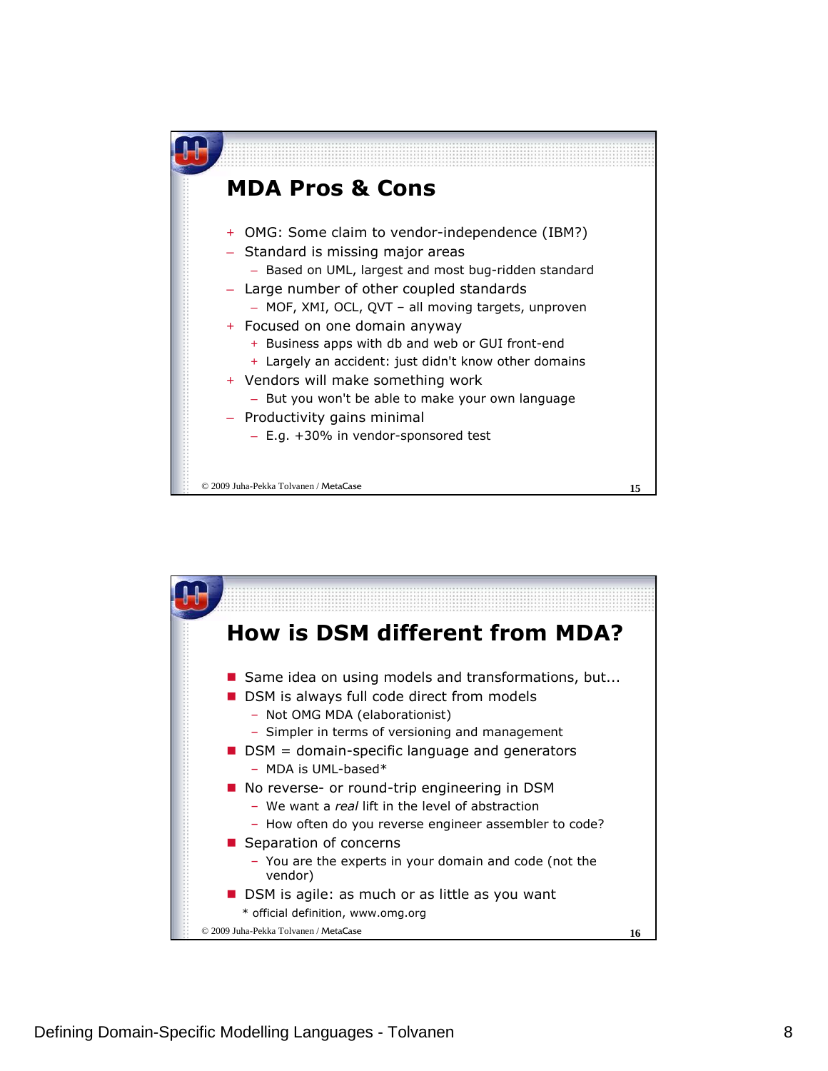## MDA Pros & Cons

- \+ OMG: Some claim to vendor-independence (IBM?)
- – Standard is missing major areas
  - – Based on UML, largest and most bug-ridden standard
- – Large number of other coupled standards
  - – MOF, XMI, OCL, QVT – all moving targets, unproven
- \+ Focused on one domain anyway
  - \+ Business apps with db and web or GUI front-end
  - \+ Largely an accident: just didn't know other domains
- \+ Vendors will make something work
  - – But you won't be able to make your own language
- – Productivity gains minimal
  - – E.g. +30% in vendor-sponsored test

© 2009 Juha-Pekka Tolvanen / MetaCase

## How is DSM different from MDA?

- Same idea on using models and transformations, but...
- DSM is always full code direct from models
  - – Not OMG MDA (elaborationist)
  - – Simpler in terms of versioning and management
- DSM = domain-specific language and generators
  - – MDA is UML-based*
- No reverse- or round-trip engineering in DSM
  - – We want a *real* lift in the level of abstraction
  - – How often do you reverse engineer assembler to code?
- Separation of concerns
  - – You are the experts in your domain and code (not the vendor)
- DSM is agile: as much or as little as you want

\* official definition, www.omg.org

© 2009 Juha-Pekka Tolvanen / MetaCase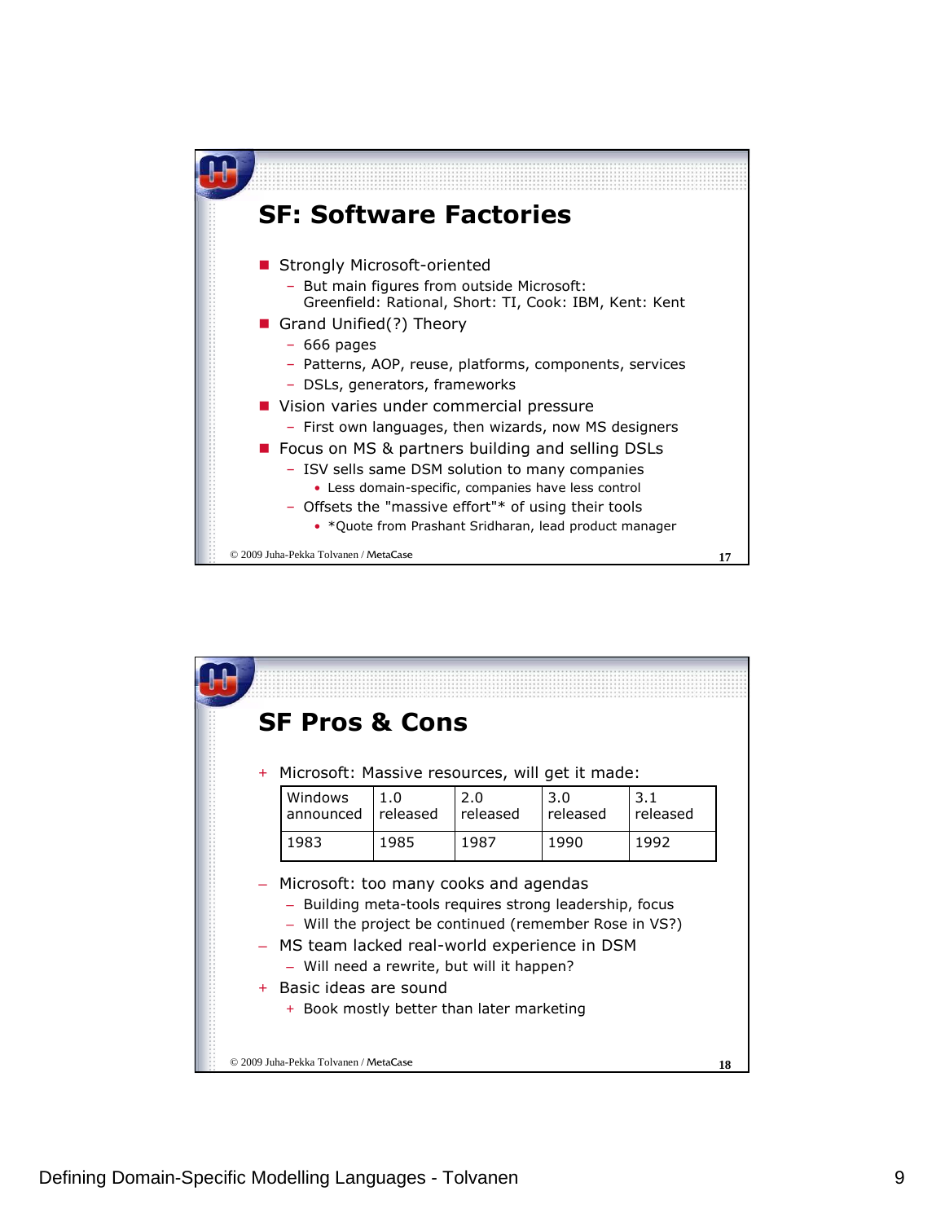## SF: Software Factories

- Strongly Microsoft-oriented
  - But main figures from outside Microsoft: Greenfield: Rational, Short: TI, Cook: IBM, Kent: Kent
- Grand Unified(?) Theory
  - 666 pages
  - Patterns, AOP, reuse, platforms, components, services
  - DSLs, generators, frameworks
- Vision varies under commercial pressure
  - First own languages, then wizards, now MS designers
- Focus on MS & partners building and selling DSLs
  - ISV sells same DSM solution to many companies
    - Less domain-specific, companies have less control
  - Offsets the "massive effort"* of using their tools
    - *Quote from Prashant Sridharan, lead product manager

© 2009 Juha-Pekka Tolvanen / MetaCase

## SF Pros & Cons

+ Microsoft: Massive resources, will get it made:

| Windows announced | 1.0 released | 2.0 released | 3.0 released | 3.1 released |
|---|---|---|---|---|
| 1983 | 1985 | 1987 | 1990 | 1992 |

– Microsoft: too many cooks and agendas
  – Building meta-tools requires strong leadership, focus
  – Will the project be continued (remember Rose in VS?)

– MS team lacked real-world experience in DSM
  – Will need a rewrite, but will it happen?

+ Basic ideas are sound
  + Book mostly better than later marketing

© 2009 Juha-Pekka Tolvanen / MetaCase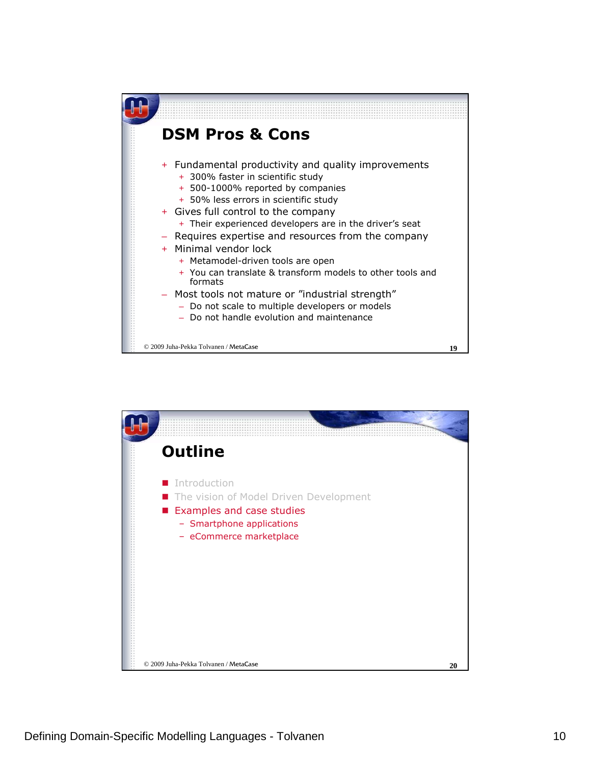## DSM Pros & Cons

- + Fundamental productivity and quality improvements
  - + 300% faster in scientific study
  - + 500-1000% reported by companies
  - + 50% less errors in scientific study
- + Gives full control to the company
  - + Their experienced developers are in the driver's seat
- – Requires expertise and resources from the company
- + Minimal vendor lock
  - + Metamodel-driven tools are open
  - + You can translate & transform models to other tools and formats
- – Most tools not mature or "industrial strength"
  - – Do not scale to multiple developers or models
  - – Do not handle evolution and maintenance

© 2009 Juha-Pekka Tolvanen / MetaCase

## Outline

- Introduction
- The vision of Model Driven Development
- Examples and case studies
  - Smartphone applications
  - eCommerce marketplace

© 2009 Juha-Pekka Tolvanen / MetaCase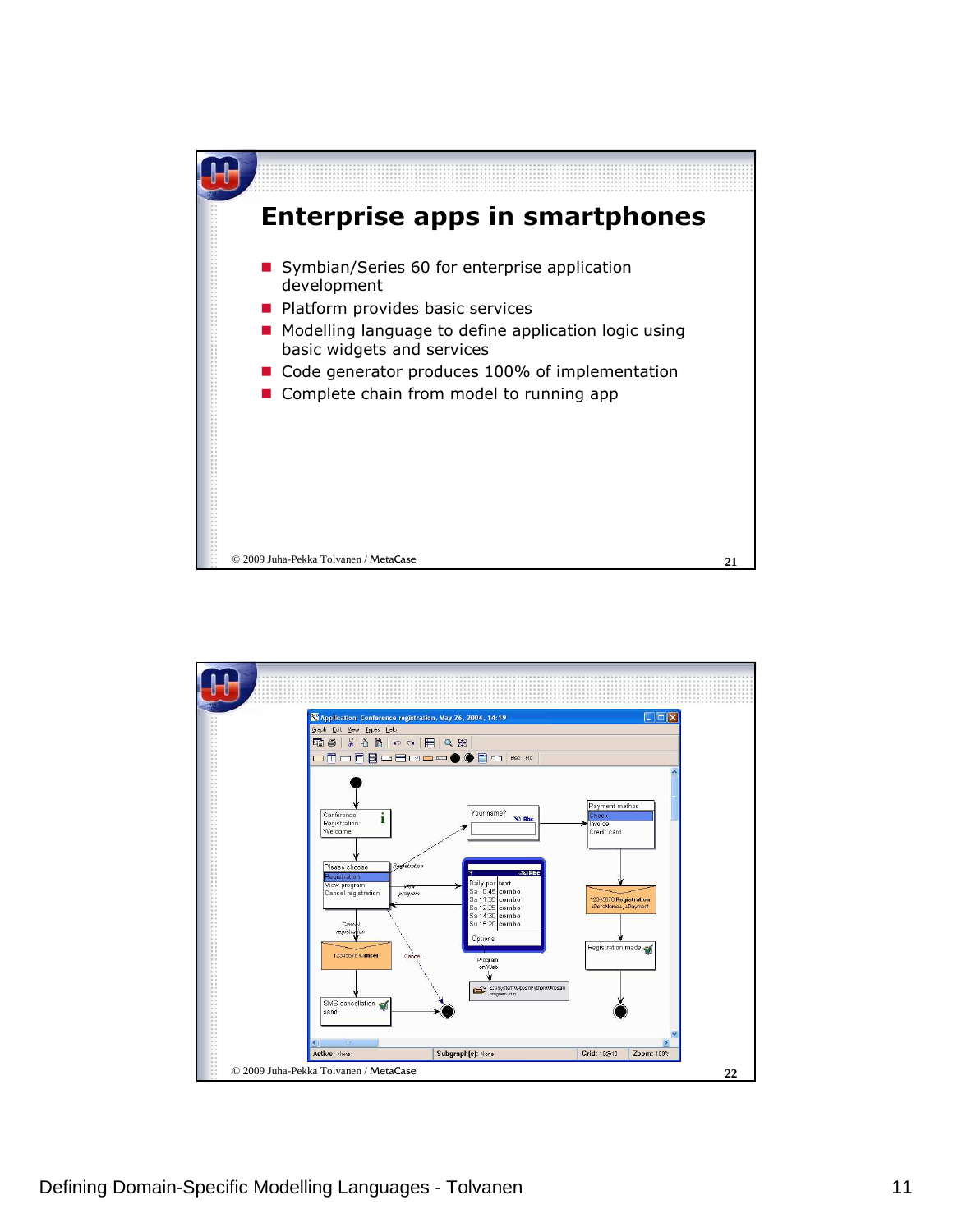## Enterprise apps in smartphones

- Symbian/Series 60 for enterprise application development
- Platform provides basic services
- Modelling language to define application logic using basic widgets and services
- Code generator produces 100% of implementation
- Complete chain from model to running app

© 2009 Juha-Pekka Tolvanen / MetaCase

© 2009 Juha-Pekka Tolvanen / MetaCase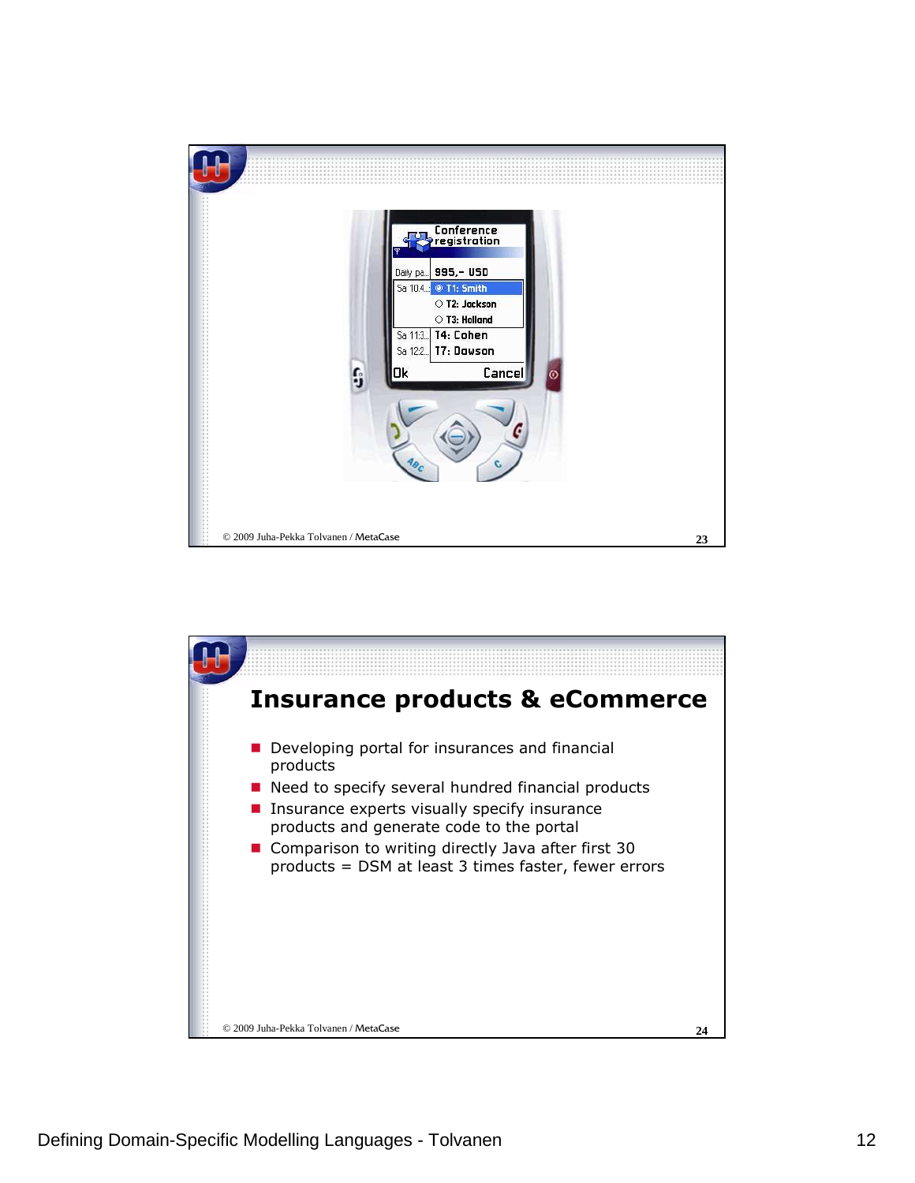Conference registration

| Daily pa... | 995,- USD |
|---|---|
| Sa 10.4... | ◉ T1: Smith |
| | ○ T2: Jackson |
| | ○ T3: Holland |
| Sa 11:3... | T4: Cohen |
| Sa 12:2... | T7: Dawson |

Ok Cancel

© 2009 Juha-Pekka Tolvanen / MetaCase

## Insurance products & eCommerce

- Developing portal for insurances and financial products
- Need to specify several hundred financial products
- Insurance experts visually specify insurance products and generate code to the portal
- Comparison to writing directly Java after first 30 products = DSM at least 3 times faster, fewer errors

© 2009 Juha-Pekka Tolvanen / MetaCase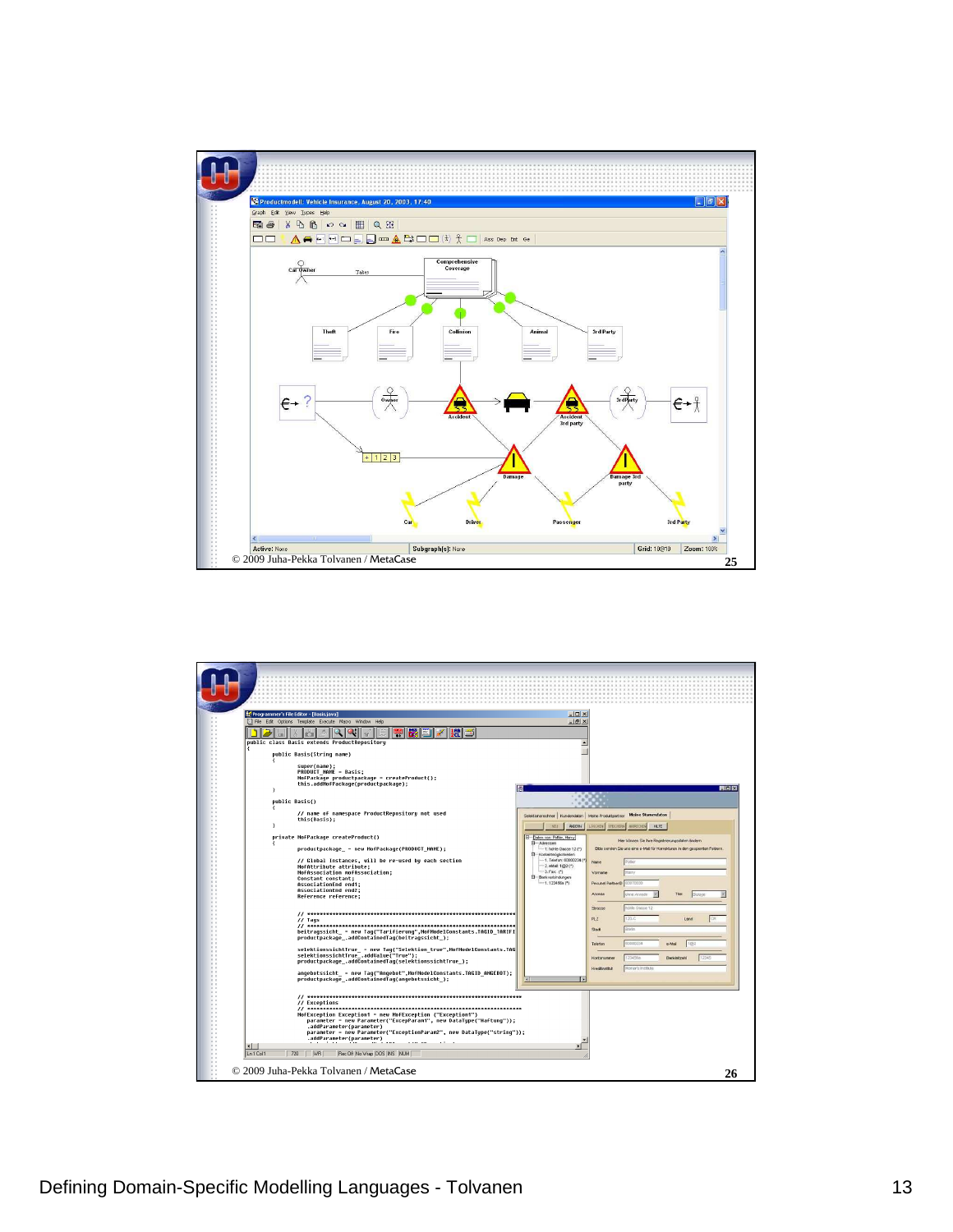Productmodell: Vehicle Insurance, August 20, 2003, 17:40

Car Owner — Takes — Comprehensive Coverage

Theft | Fire | Collision | Animal | 3rd Party

Owner | Accident | Accident 3rd party | 3rd Party

Damage | Damage 3rd party

Car | Driver | Passenger | 3rd Party

© 2009 Juha-Pekka Tolvanen / MetaCase

25

---

Programmer's File Editor - [Basis.java]

```
public class Basis extends ProductRepository
{
        public Basis(String name)
        {
                super(name);
                PRODUCT_NAME = Basis;
                MofPackage productpackage = createProduct();
                this.addMofPackage(productpackage);
        }

        public Basis()
        {
                // name of namespace ProductRepository not used
                this(Basis);
        }

        private MofPackage createProduct()
        {
                productpackage_ = new MofPackage(PRODUCT_NAME);

                // Global instances, will be re-used by each section
                MofAttribute attribute;
                MofAssociation mofAssociation;
                Constant constant;
                AssociationEnd end1;
                AssociationEnd end2;
                Reference reference;

                // ******************************************************************
                // Tags
                // ******************************************************************
                beitragssicht_ = new Tag("Tarifierung",MofModelConstants.TAGID_TARIFI
                productpackage_.addContainedTag(beitragssicht_);

                selektionssichtTrue_ = new Tag("Selektion_true",MofModelConstants.TAG
                selektionssichtTrue_.addValue("True");
                productpackage_.addContainedTag(selektionssichtTrue_);

                angebotssicht_ = new Tag("Angebot",MofModelConstants.TAGID_ANGEBOT);
                productpackage_.addContainedTag(angebotssicht_);

                // ******************************************************************
                // Exceptions
                // ******************************************************************
                MofException Exception1 = new MofException ("Exception1")
                  parameter = new Parameter("ExcepParam1", new DataType("Haftung"));
                  .addParameter(parameter)
                  parameter = new Parameter("ExceptionParam2", new DataType("string"));
                  .addParameter(parameter)
```

© 2009 Juha-Pekka Tolvanen / MetaCase

26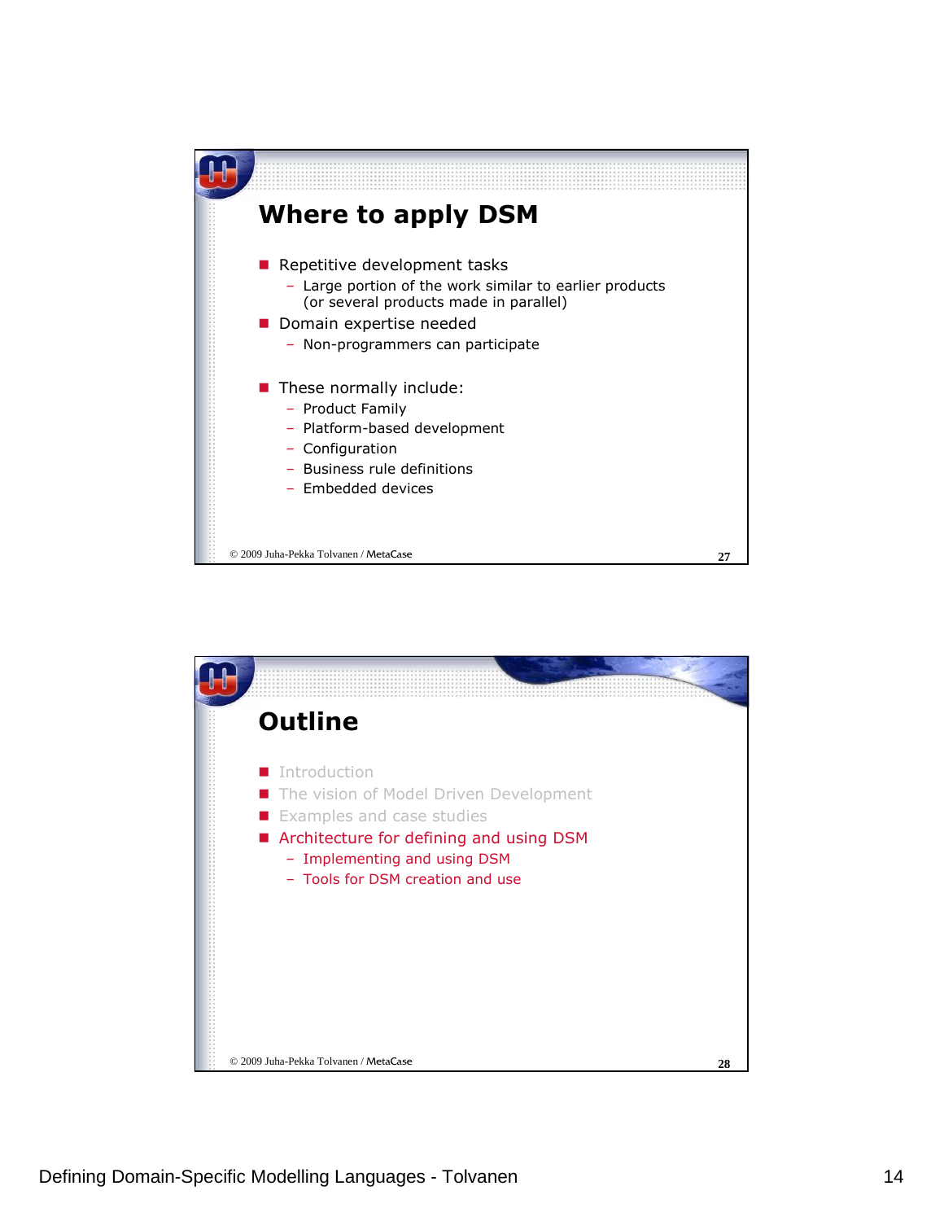## Where to apply DSM

- Repetitive development tasks
  - Large portion of the work similar to earlier products (or several products made in parallel)
- Domain expertise needed
  - Non-programmers can participate
- These normally include:
  - Product Family
  - Platform-based development
  - Configuration
  - Business rule definitions
  - Embedded devices

© 2009 Juha-Pekka Tolvanen / MetaCase

## Outline

- Introduction
- The vision of Model Driven Development
- Examples and case studies
- Architecture for defining and using DSM
  - Implementing and using DSM
  - Tools for DSM creation and use

© 2009 Juha-Pekka Tolvanen / MetaCase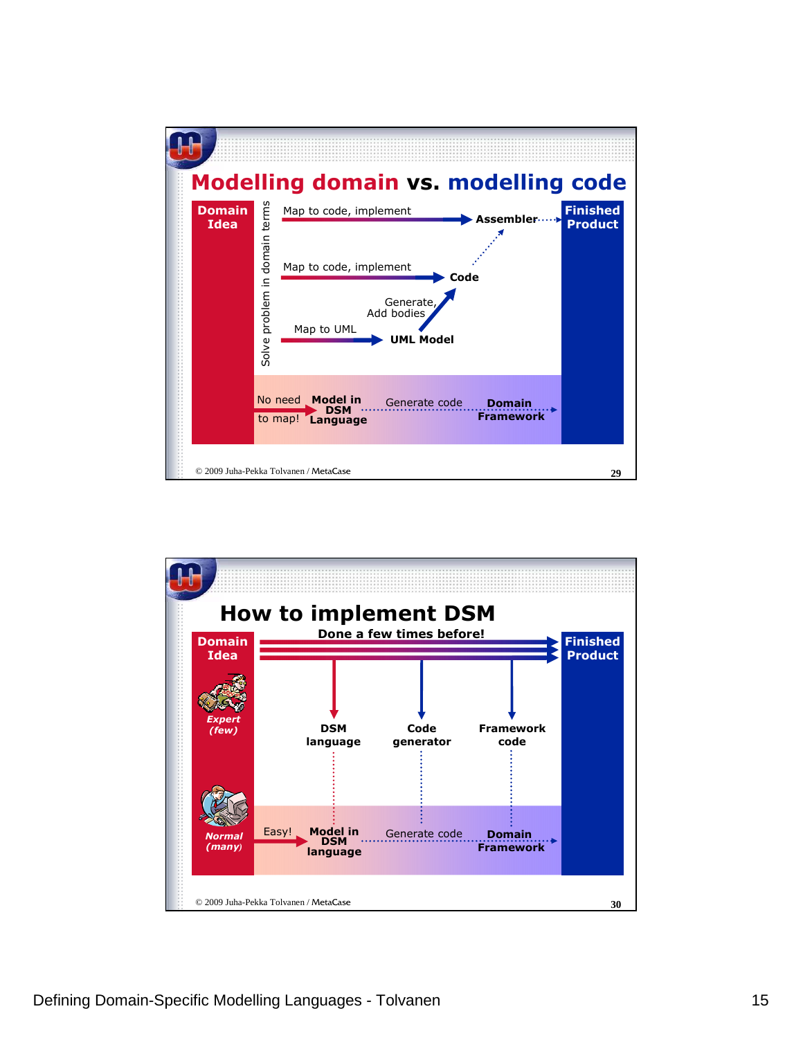## Modelling domain vs. modelling code

Domain Idea

Solve problem in domain terms

Map to code, implement → Assembler → Finished Product

Map to code, implement → Code

Map to UML → UML Model → Generate, Add bodies → Code

No need to map! → Model in DSM Language → Generate code → Domain Framework

© 2009 Juha-Pekka Tolvanen / MetaCase

## How to implement DSM

Domain Idea

Done a few times before! → Finished Product

Expert (few)

DSM language

Code generator

Framework code

Normal (many)

Easy! → Model in DSM language → Generate code → Domain Framework

© 2009 Juha-Pekka Tolvanen / MetaCase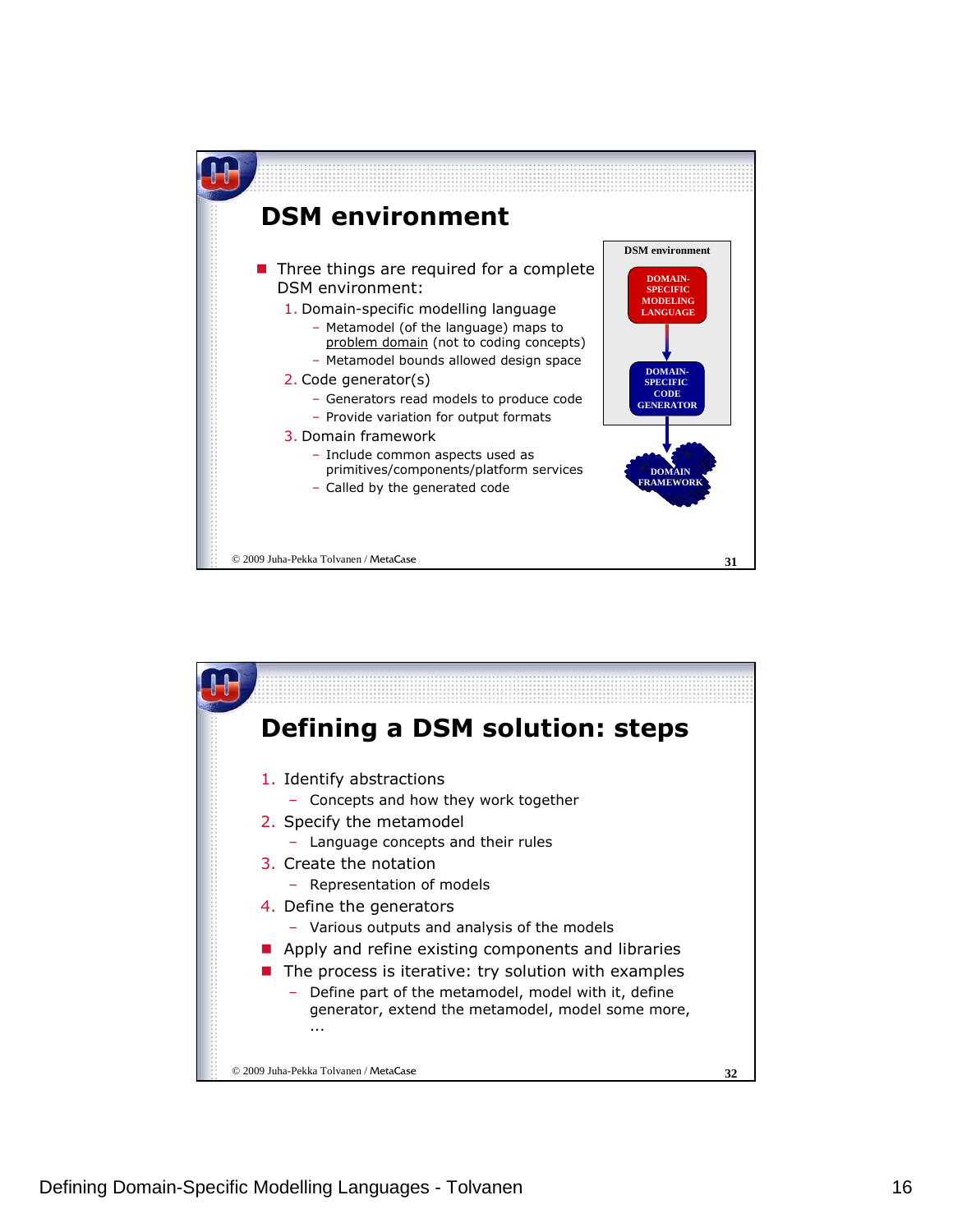## DSM environment

- Three things are required for a complete DSM environment:
  1. Domain-specific modelling language
     - Metamodel (of the language) maps to problem domain (not to coding concepts)
     - Metamodel bounds allowed design space
  2. Code generator(s)
     - Generators read models to produce code
     - Provide variation for output formats
  3. Domain framework
     - Include common aspects used as primitives/components/platform services
     - Called by the generated code

DSM environment

DOMAIN-SPECIFIC MODELING LANGUAGE → DOMAIN-SPECIFIC CODE GENERATOR → DOMAIN FRAMEWORK

© 2009 Juha-Pekka Tolvanen / MetaCase

## Defining a DSM solution: steps

1. Identify abstractions
   - Concepts and how they work together
2. Specify the metamodel
   - Language concepts and their rules
3. Create the notation
   - Representation of models
4. Define the generators
   - Various outputs and analysis of the models

- Apply and refine existing components and libraries
- The process is iterative: try solution with examples
  - Define part of the metamodel, model with it, define generator, extend the metamodel, model some more, ...

© 2009 Juha-Pekka Tolvanen / MetaCase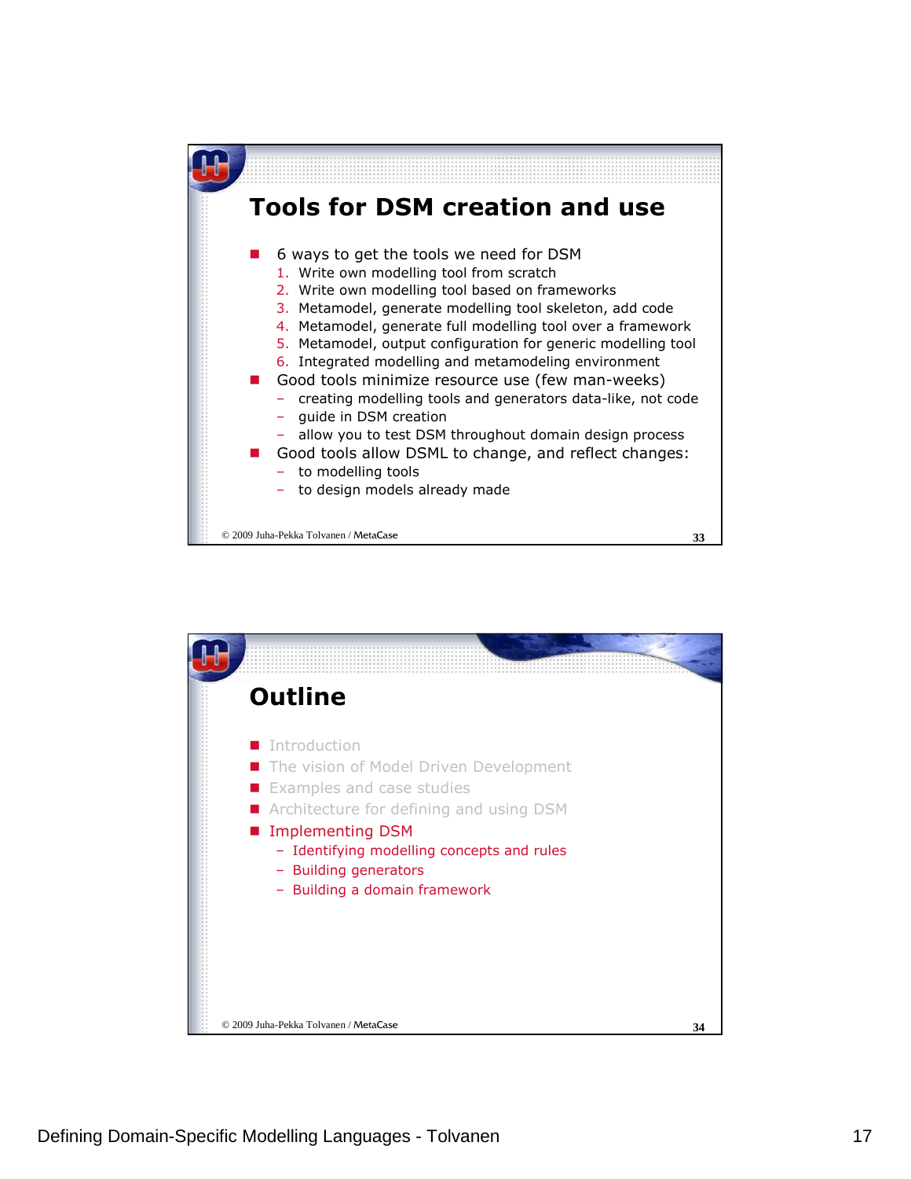## Tools for DSM creation and use

- 6 ways to get the tools we need for DSM
  1. Write own modelling tool from scratch
  2. Write own modelling tool based on frameworks
  3. Metamodel, generate modelling tool skeleton, add code
  4. Metamodel, generate full modelling tool over a framework
  5. Metamodel, output configuration for generic modelling tool
  6. Integrated modelling and metamodeling environment
- Good tools minimize resource use (few man-weeks)
  - creating modelling tools and generators data-like, not code
  - guide in DSM creation
  - allow you to test DSM throughout domain design process
- Good tools allow DSML to change, and reflect changes:
  - to modelling tools
  - to design models already made

© 2009 Juha-Pekka Tolvanen / MetaCase

## Outline

- Introduction
- The vision of Model Driven Development
- Examples and case studies
- Architecture for defining and using DSM
- Implementing DSM
  - Identifying modelling concepts and rules
  - Building generators
  - Building a domain framework

© 2009 Juha-Pekka Tolvanen / MetaCase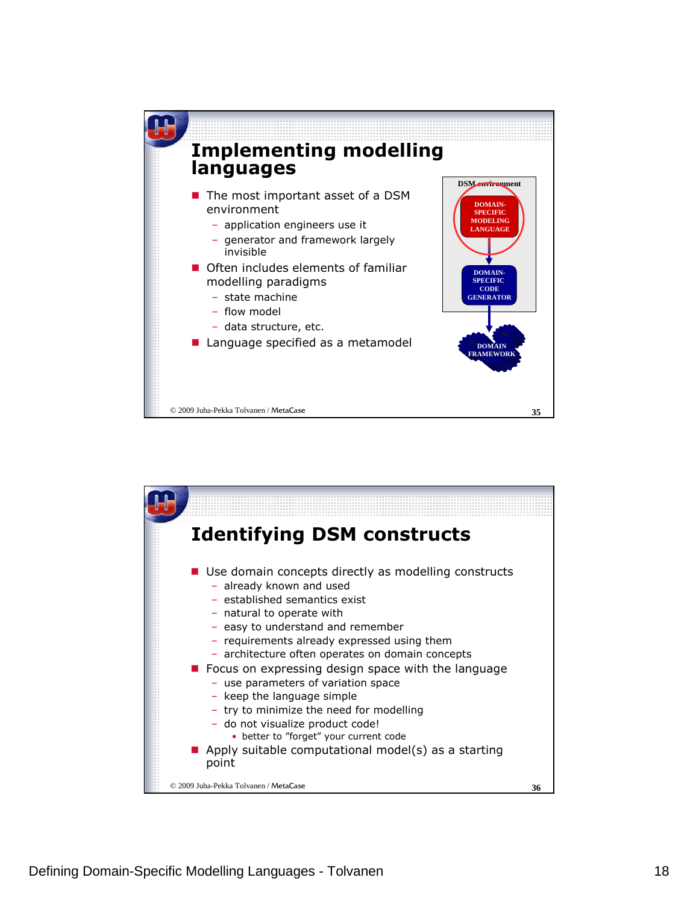## Implementing modelling languages

- The most important asset of a DSM environment
  - application engineers use it
  - generator and framework largely invisible
- Often includes elements of familiar modelling paradigms
  - state machine
  - flow model
  - data structure, etc.
- Language specified as a metamodel

DSM environment

DOMAIN-SPECIFIC MODELING LANGUAGE

DOMAIN-SPECIFIC CODE GENERATOR

DOMAIN FRAMEWORK

© 2009 Juha-Pekka Tolvanen / MetaCase

## Identifying DSM constructs

- Use domain concepts directly as modelling constructs
  - already known and used
  - established semantics exist
  - natural to operate with
  - easy to understand and remember
  - requirements already expressed using them
  - architecture often operates on domain concepts
- Focus on expressing design space with the language
  - use parameters of variation space
  - keep the language simple
  - try to minimize the need for modelling
  - do not visualize product code!
    - better to "forget" your current code
- Apply suitable computational model(s) as a starting point

© 2009 Juha-Pekka Tolvanen / MetaCase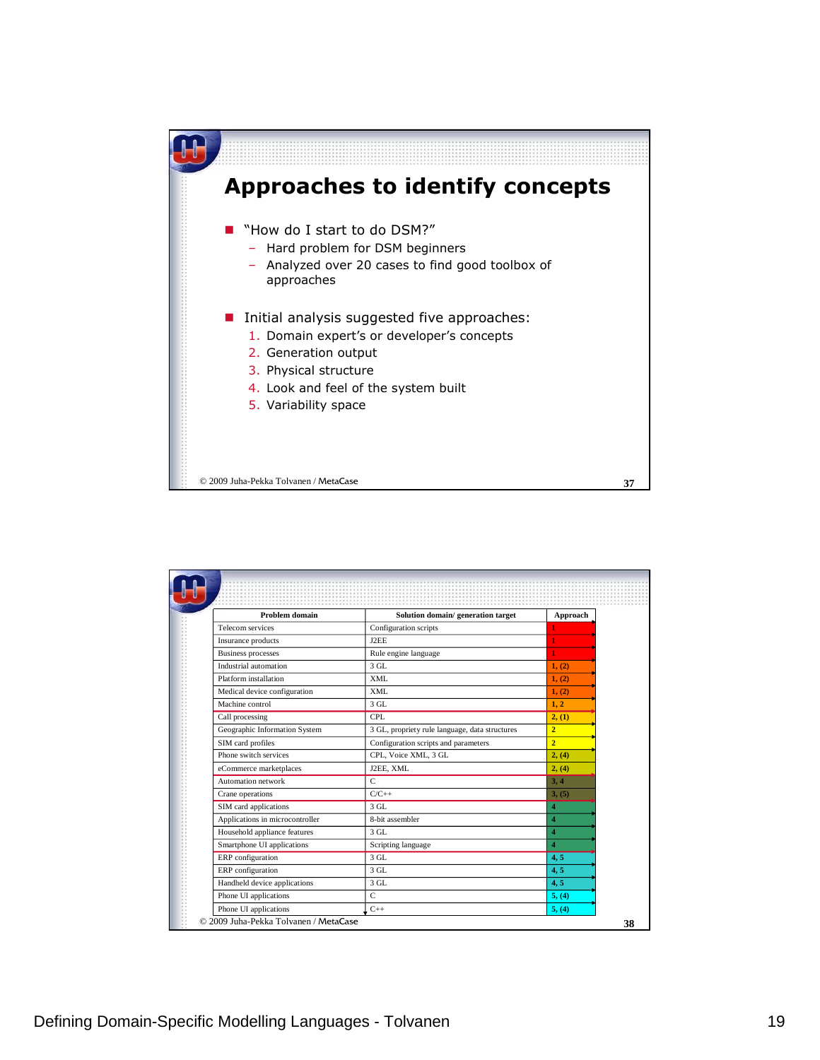## Approaches to identify concepts

- "How do I start to do DSM?"
  - Hard problem for DSM beginners
  - Analyzed over 20 cases to find good toolbox of approaches

- Initial analysis suggested five approaches:
  1. Domain expert's or developer's concepts
  2. Generation output
  3. Physical structure
  4. Look and feel of the system built
  5. Variability space

© 2009 Juha-Pekka Tolvanen / MetaCase

| Problem domain | Solution domain/ generation target | Approach |
|---|---|---|
| Telecom services | Configuration scripts | 1 |
| Insurance products | J2EE | 1 |
| Business processes | Rule engine language | 1 |
| Industrial automation | 3 GL | 1, (2) |
| Platform installation | XML | 1, (2) |
| Medical device configuration | XML | 1, (2) |
| Machine control | 3 GL | 1, 2 |
| Call processing | CPL | 2, (1) |
| Geographic Information System | 3 GL, propriety rule language, data structures | 2 |
| SIM card profiles | Configuration scripts and parameters | 2 |
| Phone switch services | CPL, Voice XML, 3 GL | 2, (4) |
| eCommerce marketplaces | J2EE, XML | 2, (4) |
| Automation network | C | 3, 4 |
| Crane operations | C/C++ | 3, (5) |
| SIM card applications | 3 GL | 4 |
| Applications in microcontroller | 8-bit assembler | 4 |
| Household appliance features | 3 GL | 4 |
| Smartphone UI applications | Scripting language | 4 |
| ERP configuration | 3 GL | 4, 5 |
| ERP configuration | 3 GL | 4, 5 |
| Handheld device applications | 3 GL | 4, 5 |
| Phone UI applications | C | 5, (4) |
| Phone UI applications | C++ | 5, (4) |

© 2009 Juha-Pekka Tolvanen / MetaCase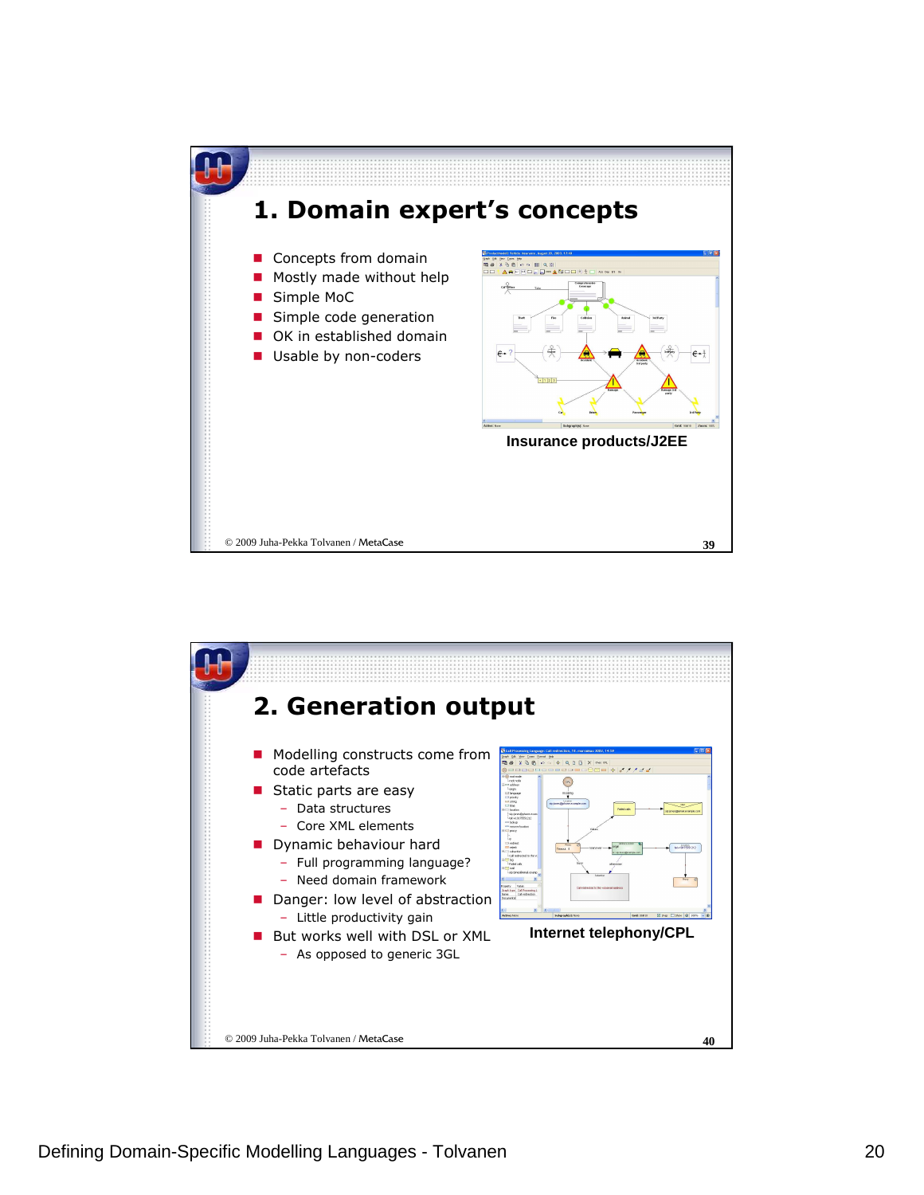## 1. Domain expert's concepts

- Concepts from domain
- Mostly made without help
- Simple MoC
- Simple code generation
- OK in established domain
- Usable by non-coders

Insurance products/J2EE

© 2009 Juha-Pekka Tolvanen / MetaCase

## 2. Generation output

- Modelling constructs come from code artefacts
- Static parts are easy
  - Data structures
  - Core XML elements
- Dynamic behaviour hard
  - Full programming language?
  - Need domain framework
- Danger: low level of abstraction
  - Little productivity gain
- But works well with DSL or XML
  - As opposed to generic 3GL

Internet telephony/CPL

© 2009 Juha-Pekka Tolvanen / MetaCase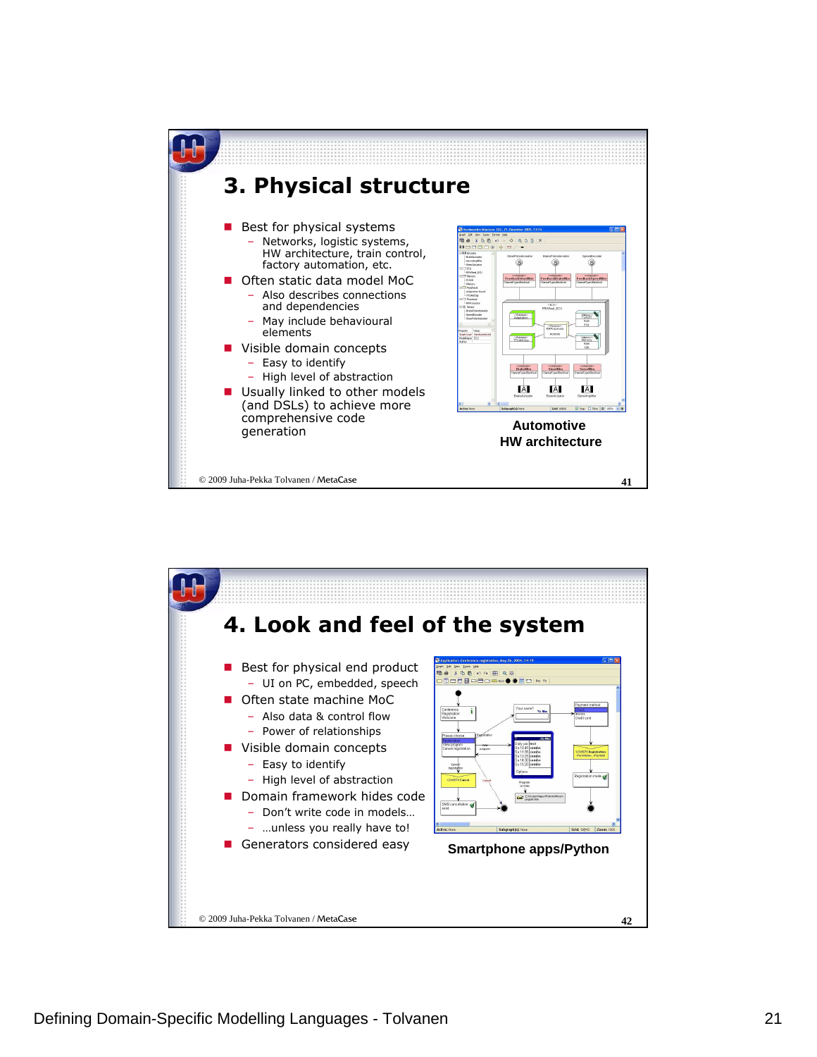## 3. Physical structure

- Best for physical systems
  - Networks, logistic systems, HW architecture, train control, factory automation, etc.
- Often static data model MoC
  - Also describes connections and dependencies
  - May include behavioural elements
- Visible domain concepts
  - Easy to identify
  - High level of abstraction
- Usually linked to other models (and DSLs) to achieve more comprehensive code generation

**Automotive HW architecture**

© 2009 Juha-Pekka Tolvanen / MetaCase

## 4. Look and feel of the system

- Best for physical end product
  - UI on PC, embedded, speech
- Often state machine MoC
  - Also data & control flow
  - Power of relationships
- Visible domain concepts
  - Easy to identify
  - High level of abstraction
- Domain framework hides code
  - Don't write code in models…
  - …unless you really have to!
- Generators considered easy

**Smartphone apps/Python**

© 2009 Juha-Pekka Tolvanen / MetaCase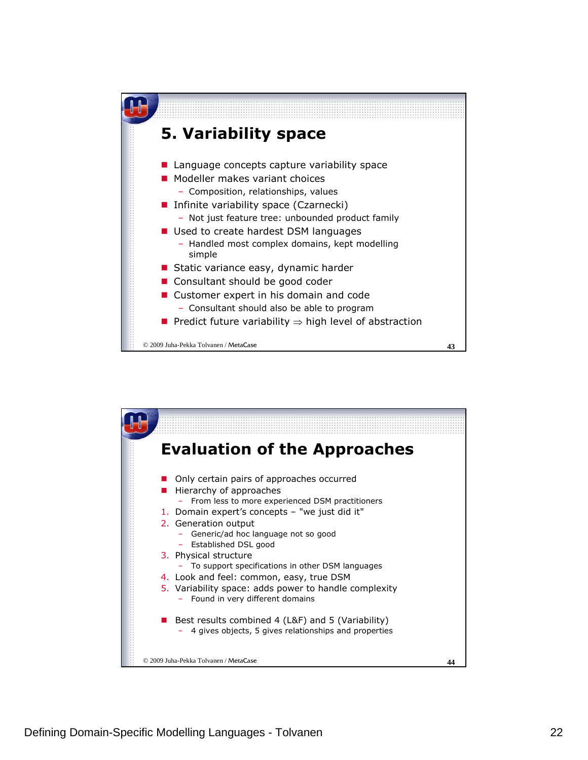## 5. Variability space

- Language concepts capture variability space
- Modeller makes variant choices
  - Composition, relationships, values
- Infinite variability space (Czarnecki)
  - Not just feature tree: unbounded product family
- Used to create hardest DSM languages
  - Handled most complex domains, kept modelling simple
- Static variance easy, dynamic harder
- Consultant should be good coder
- Customer expert in his domain and code
  - Consultant should also be able to program
- Predict future variability ⇒ high level of abstraction

© 2009 Juha-Pekka Tolvanen / MetaCase

## Evaluation of the Approaches

- Only certain pairs of approaches occurred
- Hierarchy of approaches
  - From less to more experienced DSM practitioners

1. Domain expert's concepts – "we just did it"
2. Generation output
   - Generic/ad hoc language not so good
   - Established DSL good
3. Physical structure
   - To support specifications in other DSM languages
4. Look and feel: common, easy, true DSM
5. Variability space: adds power to handle complexity
   - Found in very different domains

- Best results combined 4 (L&F) and 5 (Variability)
  - 4 gives objects, 5 gives relationships and properties

© 2009 Juha-Pekka Tolvanen / MetaCase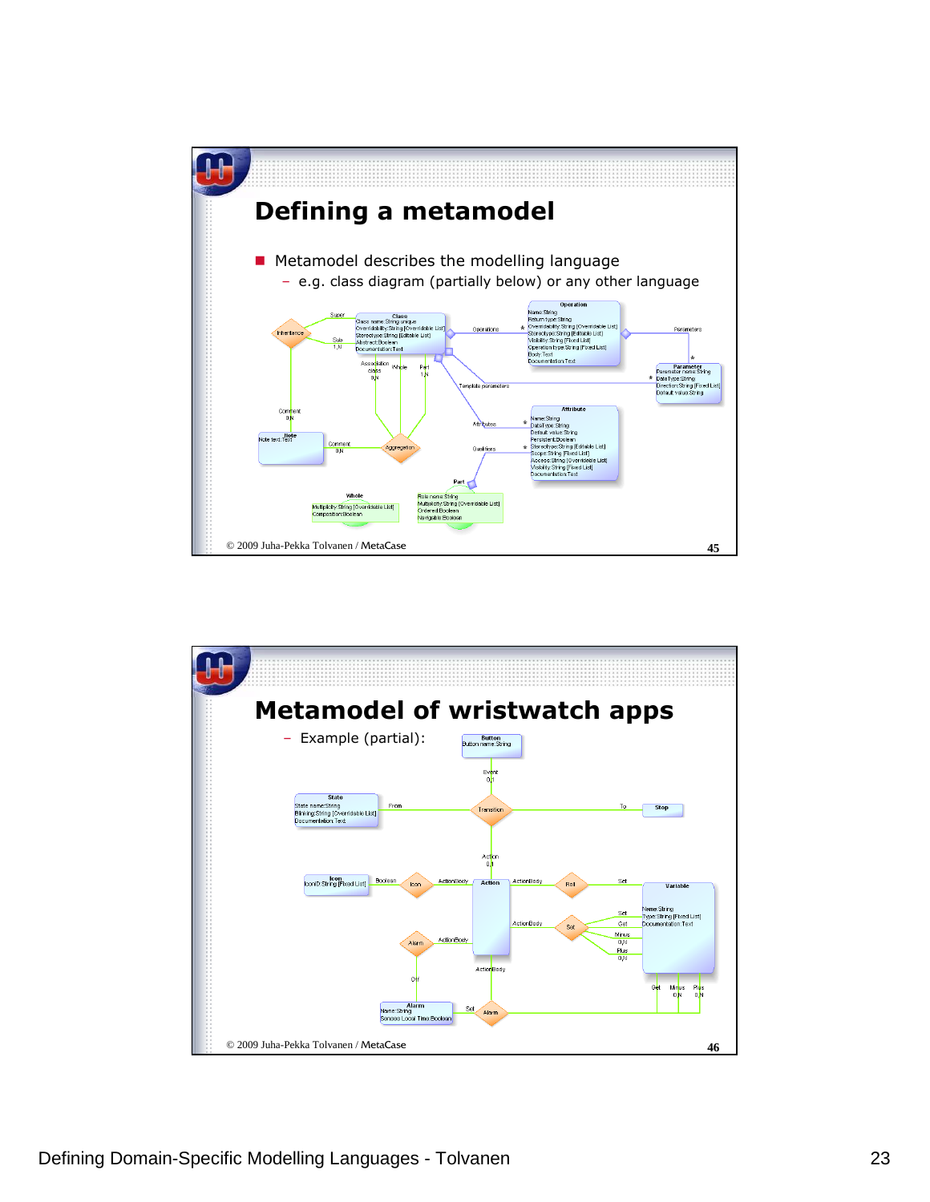## Defining a metamodel

- Metamodel describes the modelling language
  - e.g. class diagram (partially below) or any other language

© 2009 Juha-Pekka Tolvanen / MetaCase

## Metamodel of wristwatch apps

- Example (partial):

© 2009 Juha-Pekka Tolvanen / MetaCase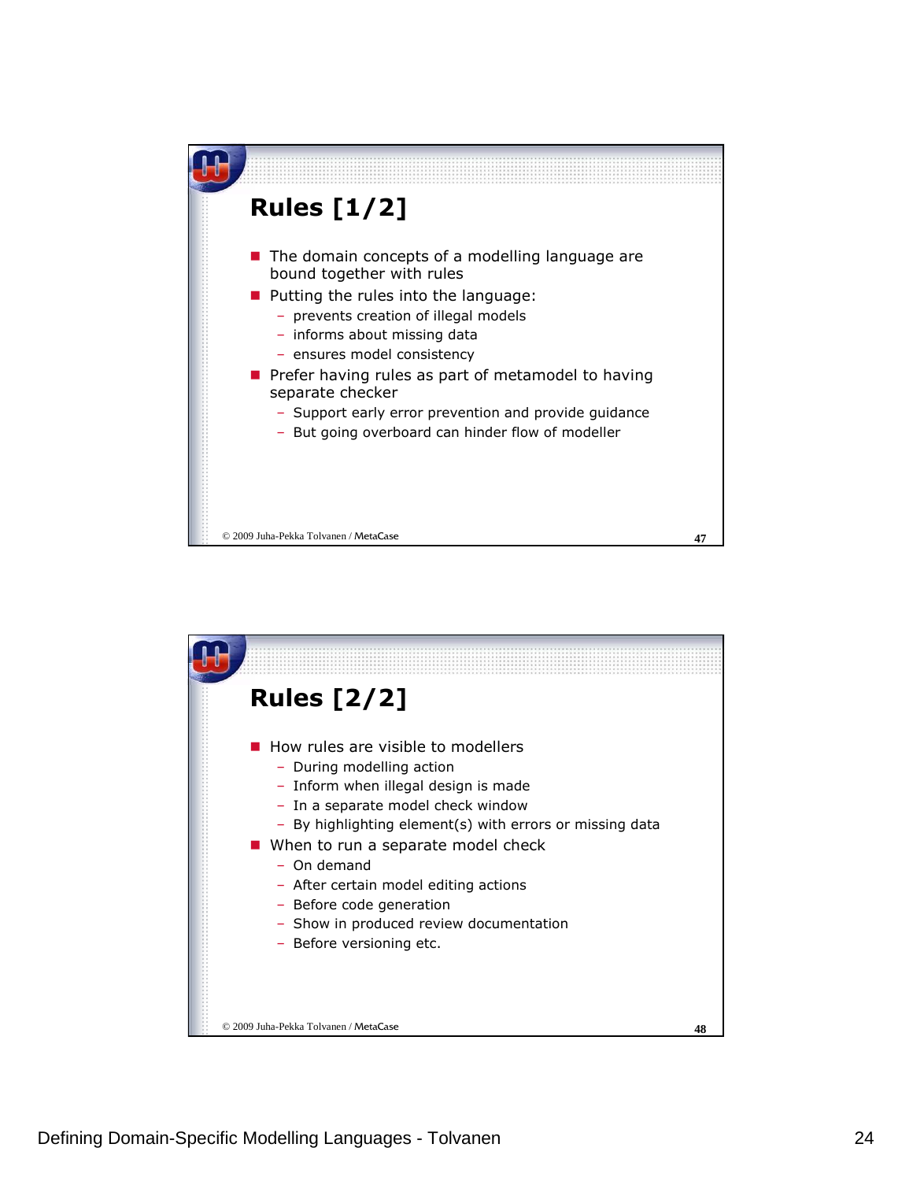## Rules [1/2]

- The domain concepts of a modelling language are bound together with rules
- Putting the rules into the language:
  - prevents creation of illegal models
  - informs about missing data
  - ensures model consistency
- Prefer having rules as part of metamodel to having separate checker
  - Support early error prevention and provide guidance
  - But going overboard can hinder flow of modeller

© 2009 Juha-Pekka Tolvanen / MetaCase

## Rules [2/2]

- How rules are visible to modellers
  - During modelling action
  - Inform when illegal design is made
  - In a separate model check window
  - By highlighting element(s) with errors or missing data
- When to run a separate model check
  - On demand
  - After certain model editing actions
  - Before code generation
  - Show in produced review documentation
  - Before versioning etc.

© 2009 Juha-Pekka Tolvanen / MetaCase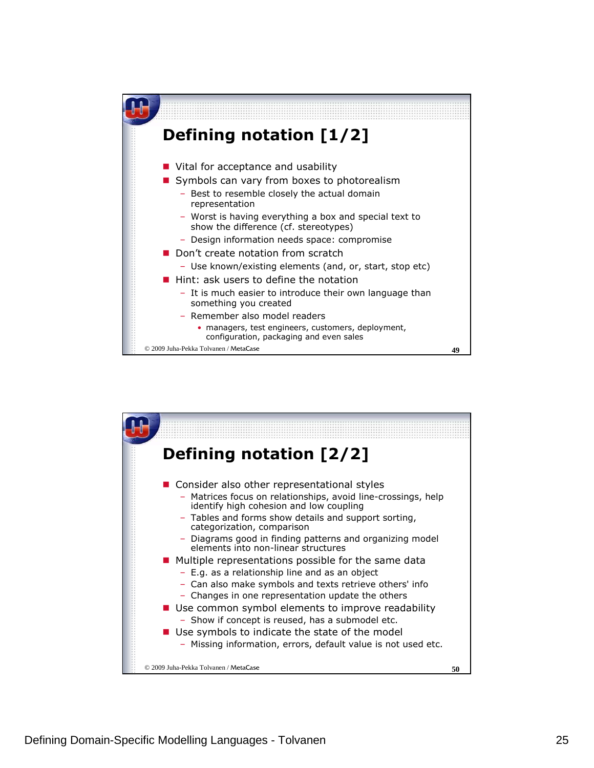## Defining notation [1/2]

- Vital for acceptance and usability
- Symbols can vary from boxes to photorealism
  - Best to resemble closely the actual domain representation
  - Worst is having everything a box and special text to show the difference (cf. stereotypes)
  - Design information needs space: compromise
- Don't create notation from scratch
  - Use known/existing elements (and, or, start, stop etc)
- Hint: ask users to define the notation
  - It is much easier to introduce their own language than something you created
  - Remember also model readers
    - managers, test engineers, customers, deployment, configuration, packaging and even sales

© 2009 Juha-Pekka Tolvanen / MetaCase

## Defining notation [2/2]

- Consider also other representational styles
  - Matrices focus on relationships, avoid line-crossings, help identify high cohesion and low coupling
  - Tables and forms show details and support sorting, categorization, comparison
  - Diagrams good in finding patterns and organizing model elements into non-linear structures
- Multiple representations possible for the same data
  - E.g. as a relationship line and as an object
  - Can also make symbols and texts retrieve others' info
  - Changes in one representation update the others
- Use common symbol elements to improve readability
  - Show if concept is reused, has a submodel etc.
- Use symbols to indicate the state of the model
  - Missing information, errors, default value is not used etc.

© 2009 Juha-Pekka Tolvanen / MetaCase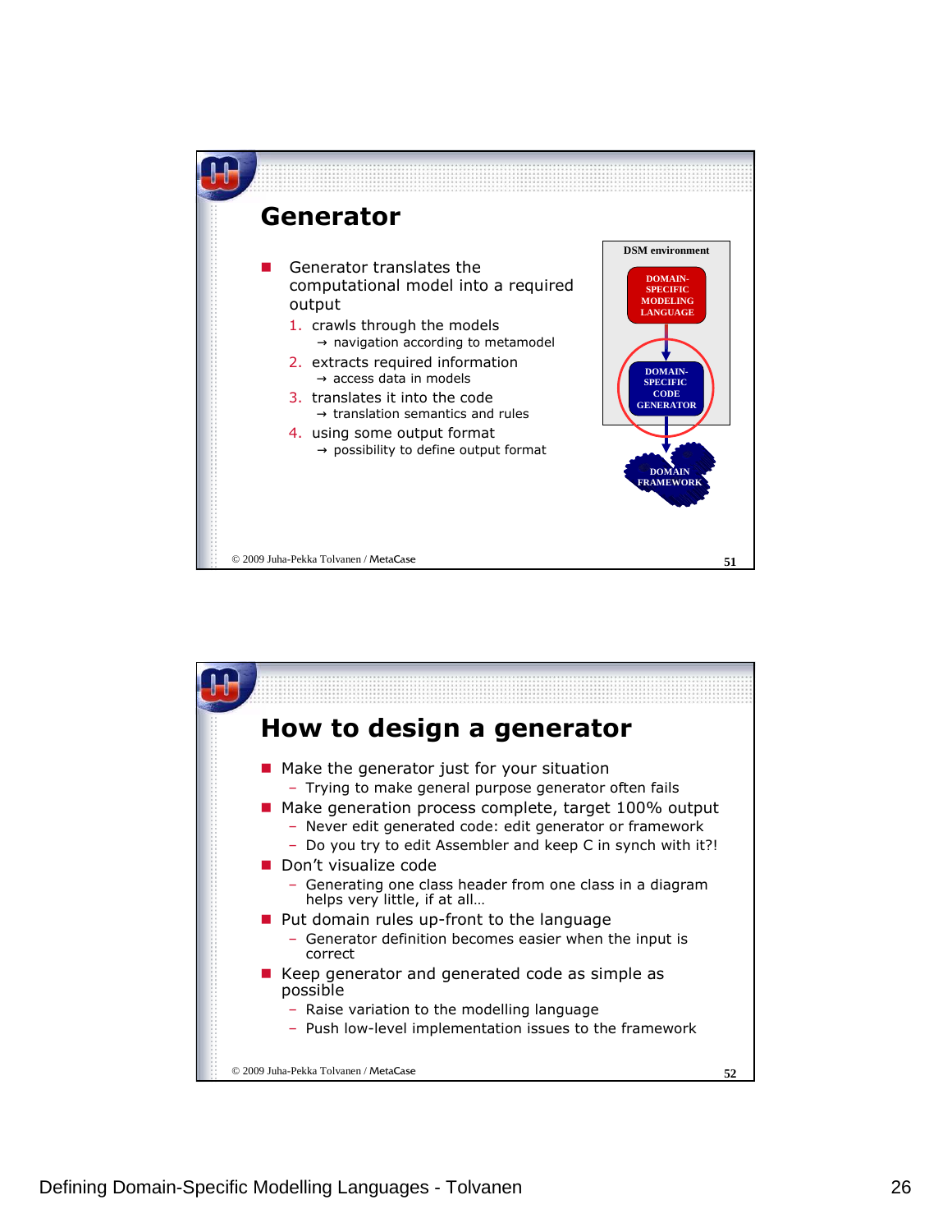## Generator

- Generator translates the computational model into a required output
  1. crawls through the models
     → navigation according to metamodel
  2. extracts required information
     → access data in models
  3. translates it into the code
     → translation semantics and rules
  4. using some output format
     → possibility to define output format

DSM environment

DOMAIN-SPECIFIC MODELING LANGUAGE

DOMAIN-SPECIFIC CODE GENERATOR

DOMAIN FRAMEWORK

© 2009 Juha-Pekka Tolvanen / MetaCase

## How to design a generator

- Make the generator just for your situation
  - Trying to make general purpose generator often fails
- Make generation process complete, target 100% output
  - Never edit generated code: edit generator or framework
  - Do you try to edit Assembler and keep C in synch with it?!
- Don't visualize code
  - Generating one class header from one class in a diagram helps very little, if at all…
- Put domain rules up-front to the language
  - Generator definition becomes easier when the input is correct
- Keep generator and generated code as simple as possible
  - Raise variation to the modelling language
  - Push low-level implementation issues to the framework

© 2009 Juha-Pekka Tolvanen / MetaCase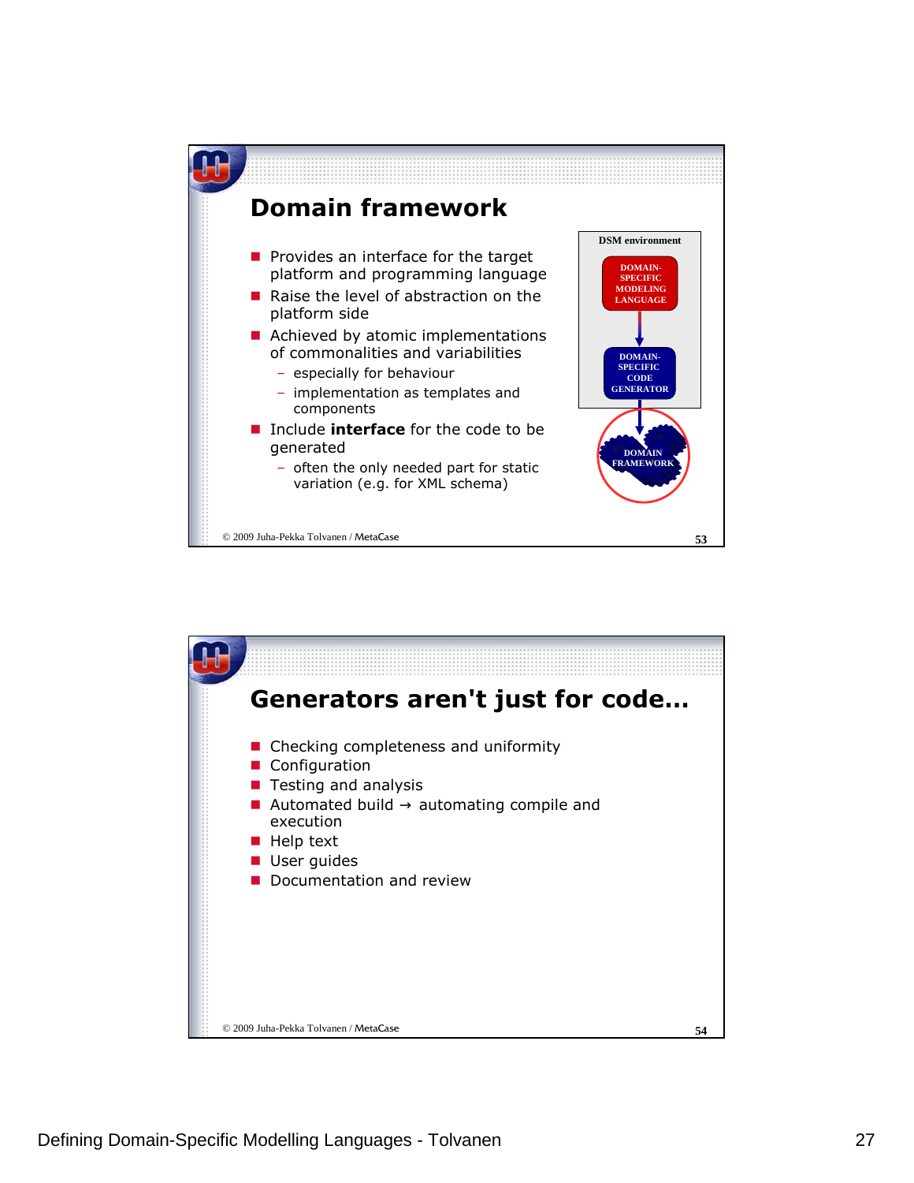## Domain framework

- Provides an interface for the target platform and programming language
- Raise the level of abstraction on the platform side
- Achieved by atomic implementations of commonalities and variabilities
  - especially for behaviour
  - implementation as templates and components
- Include **interface** for the code to be generated
  - often the only needed part for static variation (e.g. for XML schema)

DSM environment

DOMAIN-SPECIFIC MODELING LANGUAGE

DOMAIN-SPECIFIC CODE GENERATOR

DOMAIN FRAMEWORK

© 2009 Juha-Pekka Tolvanen / MetaCase

## Generators aren't just for code...

- Checking completeness and uniformity
- Configuration
- Testing and analysis
- Automated build → automating compile and execution
- Help text
- User guides
- Documentation and review

© 2009 Juha-Pekka Tolvanen / MetaCase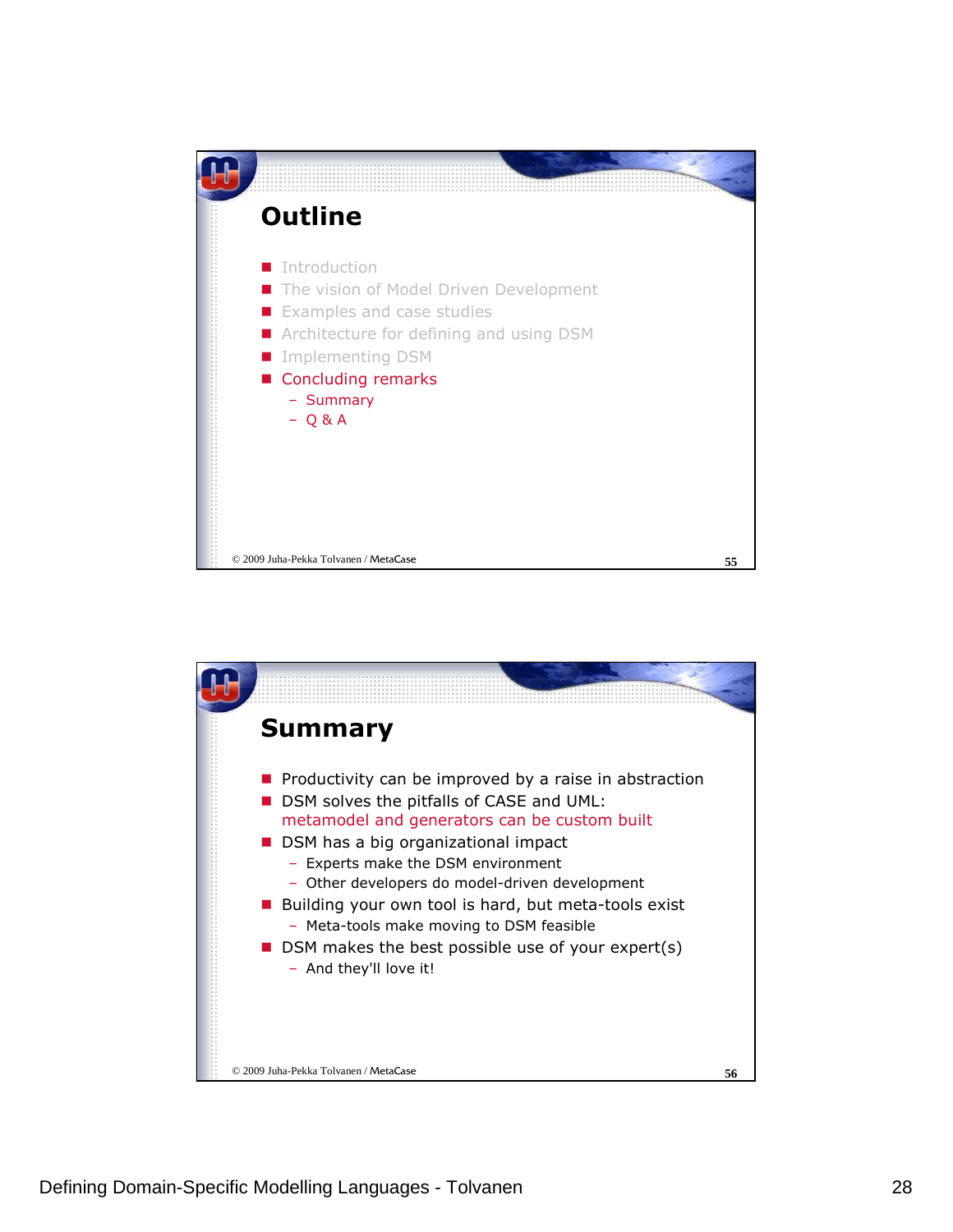## Outline

- Introduction
- The vision of Model Driven Development
- Examples and case studies
- Architecture for defining and using DSM
- Implementing DSM
- Concluding remarks
  - Summary
  - Q & A

© 2009 Juha-Pekka Tolvanen / MetaCase

## Summary

- Productivity can be improved by a raise in abstraction
- DSM solves the pitfalls of CASE and UML: metamodel and generators can be custom built
- DSM has a big organizational impact
  - Experts make the DSM environment
  - Other developers do model-driven development
- Building your own tool is hard, but meta-tools exist
  - Meta-tools make moving to DSM feasible
- DSM makes the best possible use of your expert(s)
  - And they'll love it!

© 2009 Juha-Pekka Tolvanen / MetaCase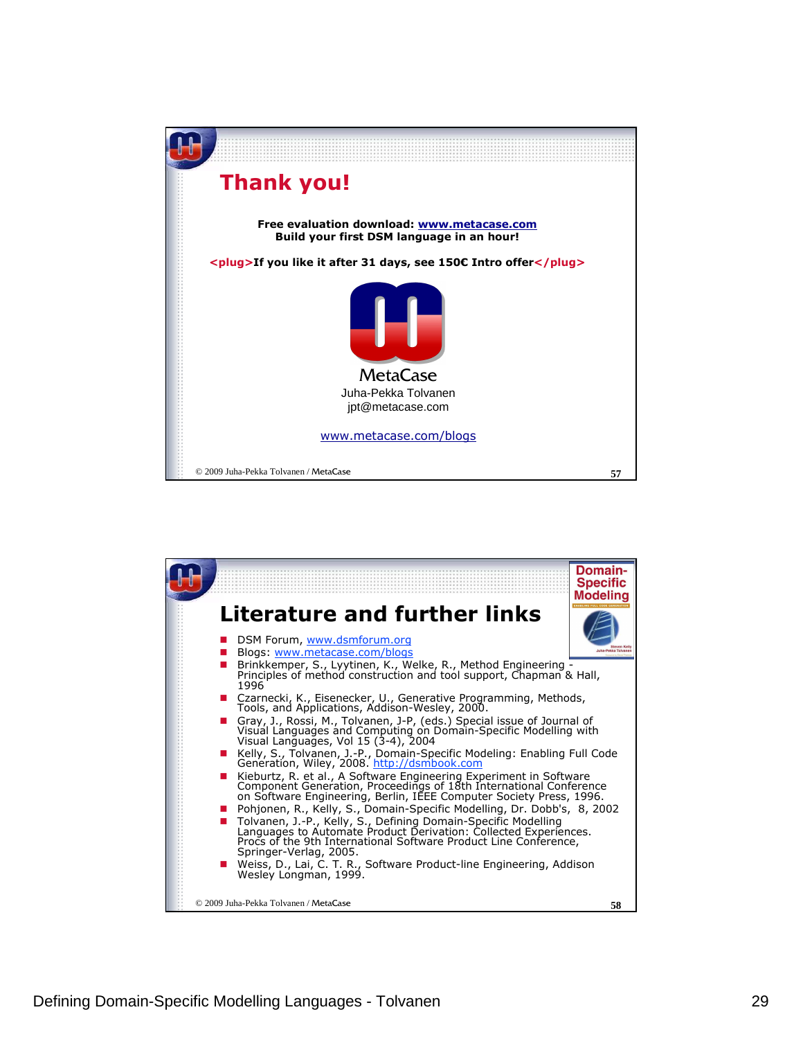# Thank you!

**Free evaluation download: [www.metacase.com](http://www.metacase.com)**
**Build your first DSM language in an hour!**

**<plug>If you like it after 31 days, see 150€ Intro offer</plug>**

MetaCase
Juha-Pekka Tolvanen
jpt@metacase.com

[www.metacase.com/blogs](http://www.metacase.com/blogs)

© 2009 Juha-Pekka Tolvanen / MetaCase

57

# Literature and further links

- DSM Forum, www.dsmforum.org
- Blogs: www.metacase.com/blogs
- Brinkkemper, S., Lyytinen, K., Welke, R., Method Engineering - Principles of method construction and tool support, Chapman & Hall, 1996
- Czarnecki, K., Eisenecker, U., Generative Programming, Methods, Tools, and Applications, Addison-Wesley, 2000.
- Gray, J., Rossi, M., Tolvanen, J-P, (eds.) Special issue of Journal of Visual Languages and Computing on Domain-Specific Modelling with Visual Languages, Vol 15 (3-4), 2004
- Kelly, S., Tolvanen, J.-P., Domain-Specific Modeling: Enabling Full Code Generation, Wiley, 2008. http://dsmbook.com
- Kieburtz, R. et al., A Software Engineering Experiment in Software Component Generation, Proceedings of 18th International Conference on Software Engineering, Berlin, IEEE Computer Society Press, 1996.
- Pohjonen, R., Kelly, S., Domain-Specific Modelling, Dr. Dobb's, 8, 2002
- Tolvanen, J.-P., Kelly, S., Defining Domain-Specific Modelling Languages to Automate Product Derivation: Collected Experiences. Procs of the 9th International Software Product Line Conference, Springer-Verlag, 2005.
- Weiss, D., Lai, C. T. R., Software Product-line Engineering, Addison Wesley Longman, 1999.

© 2009 Juha-Pekka Tolvanen / MetaCase

58